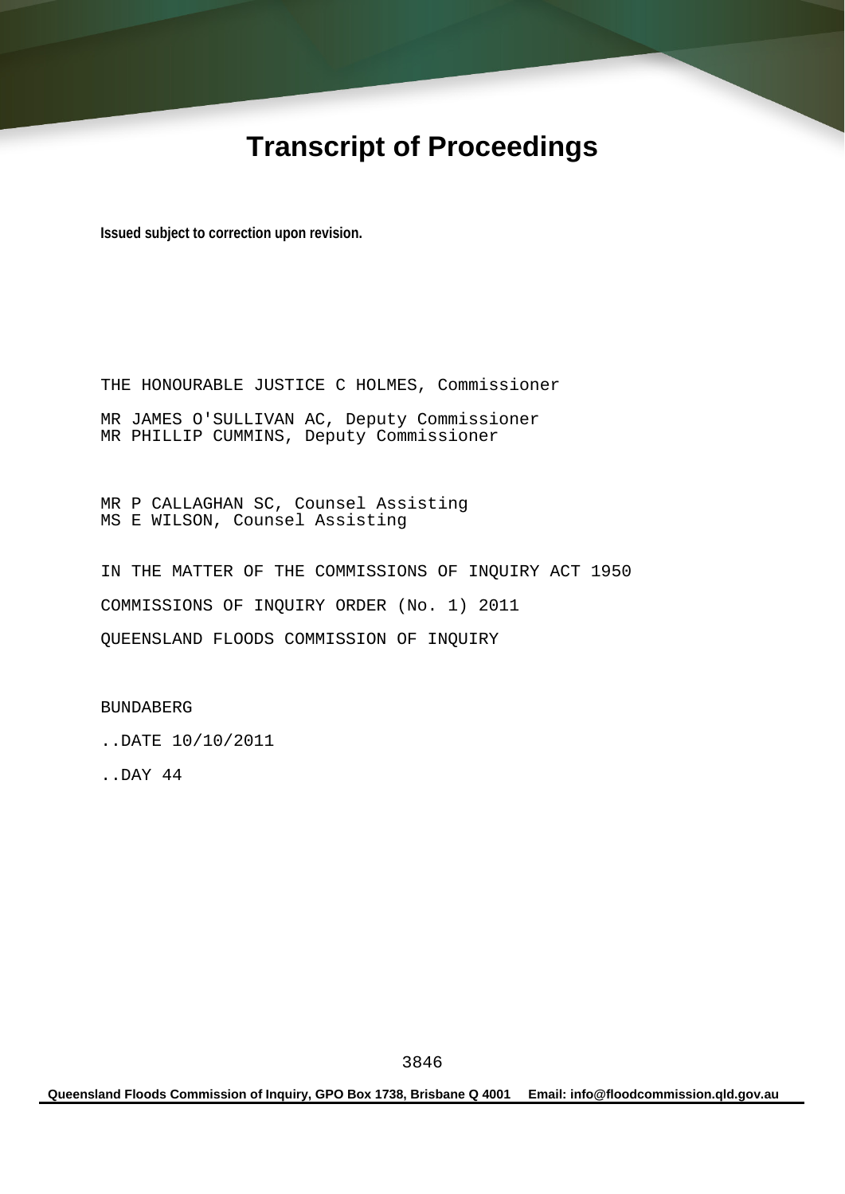# Transcript of Proceedings

**Issued subject to correction upon revision.**

THE HONOURABLE JUSTICE C HOLMES, Commissioner

MR JAMES O'SULLIVAN AC, Deputy Commissioner
MR PHILLIP CUMMINS, Deputy Commissioner

MR P CALLAGHAN SC, Counsel Assisting
MS E WILSON, Counsel Assisting

IN THE MATTER OF THE COMMISSIONS OF INQUIRY ACT 1950

COMMISSIONS OF INQUIRY ORDER (No. 1) 2011

QUEENSLAND FLOODS COMMISSION OF INQUIRY

BUNDABERG

..DATE 10/10/2011

..DAY 44

**Queensland Floods Commission of Inquiry, GPO Box 1738, Brisbane Q 4001 Email: info@floodcommission.qld.gov.au**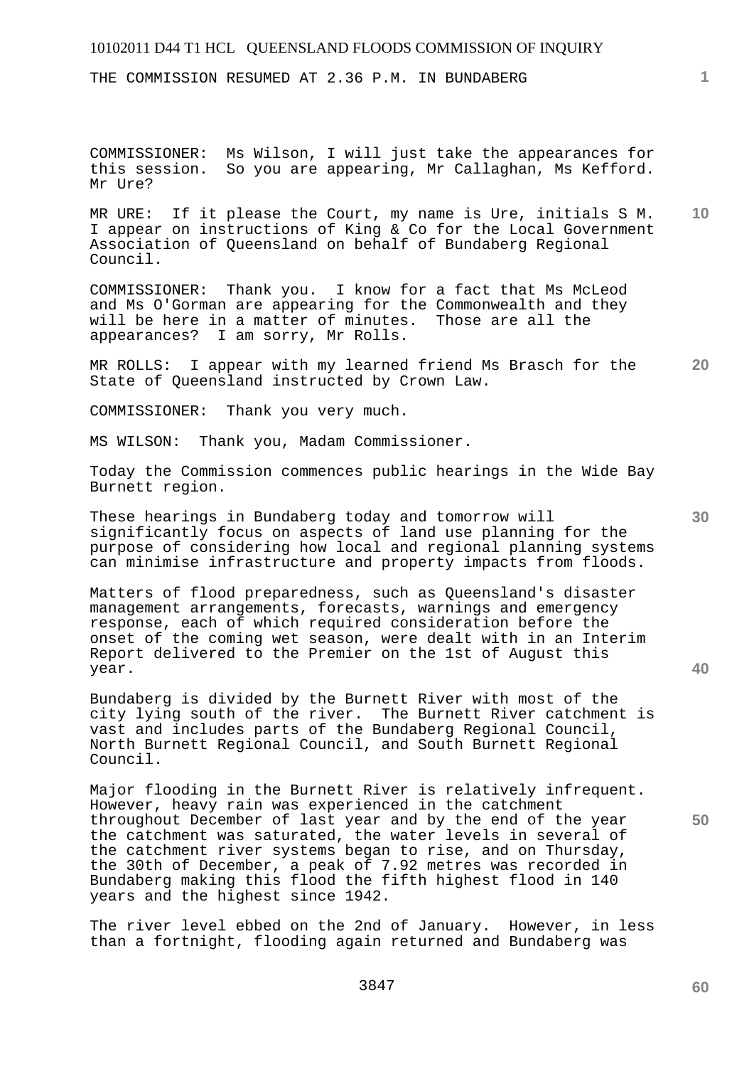THE COMMISSION RESUMED AT 2.36 P.M. IN BUNDABERG

COMMISSIONER: Ms Wilson, I will just take the appearances for this session. So you are appearing, Mr Callaghan, Ms Kefford. Mr Ure?

MR URE: If it please the Court, my name is Ure, initials S M. I appear on instructions of King & Co for the Local Government Association of Queensland on behalf of Bundaberg Regional Council.

COMMISSIONER: Thank you. I know for a fact that Ms McLeod and Ms O'Gorman are appearing for the Commonwealth and they will be here in a matter of minutes. Those are all the appearances? I am sorry, Mr Rolls.

MR ROLLS: I appear with my learned friend Ms Brasch for the State of Queensland instructed by Crown Law.

COMMISSIONER: Thank you very much.

MS WILSON: Thank you, Madam Commissioner.

Today the Commission commences public hearings in the Wide Bay Burnett region.

These hearings in Bundaberg today and tomorrow will significantly focus on aspects of land use planning for the purpose of considering how local and regional planning systems can minimise infrastructure and property impacts from floods.

Matters of flood preparedness, such as Queensland's disaster management arrangements, forecasts, warnings and emergency response, each of which required consideration before the onset of the coming wet season, were dealt with in an Interim Report delivered to the Premier on the 1st of August this year.

Bundaberg is divided by the Burnett River with most of the city lying south of the river. The Burnett River catchment is vast and includes parts of the Bundaberg Regional Council, North Burnett Regional Council, and South Burnett Regional Council.

Major flooding in the Burnett River is relatively infrequent. However, heavy rain was experienced in the catchment throughout December of last year and by the end of the year the catchment was saturated, the water levels in several of the catchment river systems began to rise, and on Thursday, the 30th of December, a peak of 7.92 metres was recorded in Bundaberg making this flood the fifth highest flood in 140 years and the highest since 1942.

The river level ebbed on the 2nd of January. However, in less than a fortnight, flooding again returned and Bundaberg was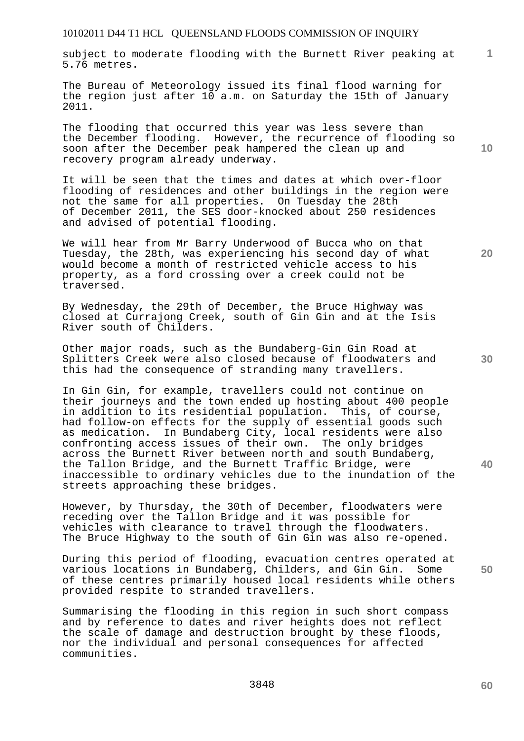subject to moderate flooding with the Burnett River peaking at 5.76 metres.

The Bureau of Meteorology issued its final flood warning for the region just after 10 a.m. on Saturday the 15th of January 2011.

The flooding that occurred this year was less severe than the December flooding. However, the recurrence of flooding so soon after the December peak hampered the clean up and recovery program already underway.

It will be seen that the times and dates at which over-floor flooding of residences and other buildings in the region were not the same for all properties. On Tuesday the 28th of December 2011, the SES door-knocked about 250 residences and advised of potential flooding.

We will hear from Mr Barry Underwood of Bucca who on that Tuesday, the 28th, was experiencing his second day of what would become a month of restricted vehicle access to his property, as a ford crossing over a creek could not be traversed.

By Wednesday, the 29th of December, the Bruce Highway was closed at Currajong Creek, south of Gin Gin and at the Isis River south of Childers.

Other major roads, such as the Bundaberg-Gin Gin Road at Splitters Creek were also closed because of floodwaters and this had the consequence of stranding many travellers.

In Gin Gin, for example, travellers could not continue on their journeys and the town ended up hosting about 400 people in addition to its residential population. This, of course, had follow-on effects for the supply of essential goods such as medication. In Bundaberg City, local residents were also confronting access issues of their own. The only bridges across the Burnett River between north and south Bundaberg, the Tallon Bridge, and the Burnett Traffic Bridge, were inaccessible to ordinary vehicles due to the inundation of the streets approaching these bridges.

However, by Thursday, the 30th of December, floodwaters were receding over the Tallon Bridge and it was possible for vehicles with clearance to travel through the floodwaters. The Bruce Highway to the south of Gin Gin was also re-opened.

During this period of flooding, evacuation centres operated at various locations in Bundaberg, Childers, and Gin Gin. Some of these centres primarily housed local residents while others provided respite to stranded travellers.

Summarising the flooding in this region in such short compass and by reference to dates and river heights does not reflect the scale of damage and destruction brought by these floods, nor the individual and personal consequences for affected communities.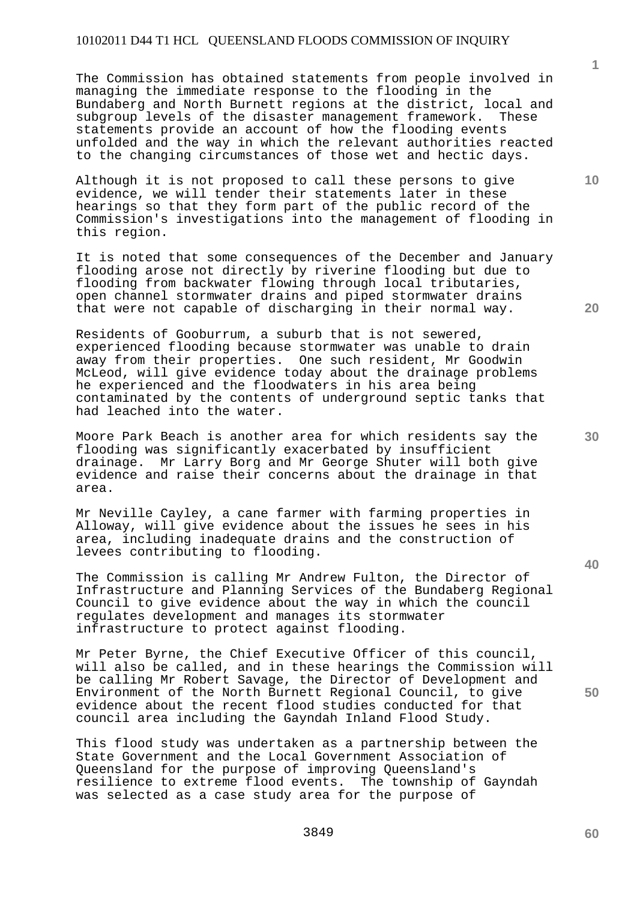The Commission has obtained statements from people involved in managing the immediate response to the flooding in the Bundaberg and North Burnett regions at the district, local and subgroup levels of the disaster management framework. These statements provide an account of how the flooding events unfolded and the way in which the relevant authorities reacted to the changing circumstances of those wet and hectic days.

Although it is not proposed to call these persons to give evidence, we will tender their statements later in these hearings so that they form part of the public record of the Commission's investigations into the management of flooding in this region.

It is noted that some consequences of the December and January flooding arose not directly by riverine flooding but due to flooding from backwater flowing through local tributaries, open channel stormwater drains and piped stormwater drains that were not capable of discharging in their normal way.

Residents of Gooburrum, a suburb that is not sewered, experienced flooding because stormwater was unable to drain away from their properties. One such resident, Mr Goodwin McLeod, will give evidence today about the drainage problems he experienced and the floodwaters in his area being contaminated by the contents of underground septic tanks that had leached into the water.

Moore Park Beach is another area for which residents say the flooding was significantly exacerbated by insufficient drainage. Mr Larry Borg and Mr George Shuter will both give evidence and raise their concerns about the drainage in that area.

Mr Neville Cayley, a cane farmer with farming properties in Alloway, will give evidence about the issues he sees in his area, including inadequate drains and the construction of levees contributing to flooding.

The Commission is calling Mr Andrew Fulton, the Director of Infrastructure and Planning Services of the Bundaberg Regional Council to give evidence about the way in which the council regulates development and manages its stormwater infrastructure to protect against flooding.

Mr Peter Byrne, the Chief Executive Officer of this council, will also be called, and in these hearings the Commission will be calling Mr Robert Savage, the Director of Development and Environment of the North Burnett Regional Council, to give evidence about the recent flood studies conducted for that council area including the Gayndah Inland Flood Study.

This flood study was undertaken as a partnership between the State Government and the Local Government Association of Queensland for the purpose of improving Queensland's resilience to extreme flood events. The township of Gayndah was selected as a case study area for the purpose of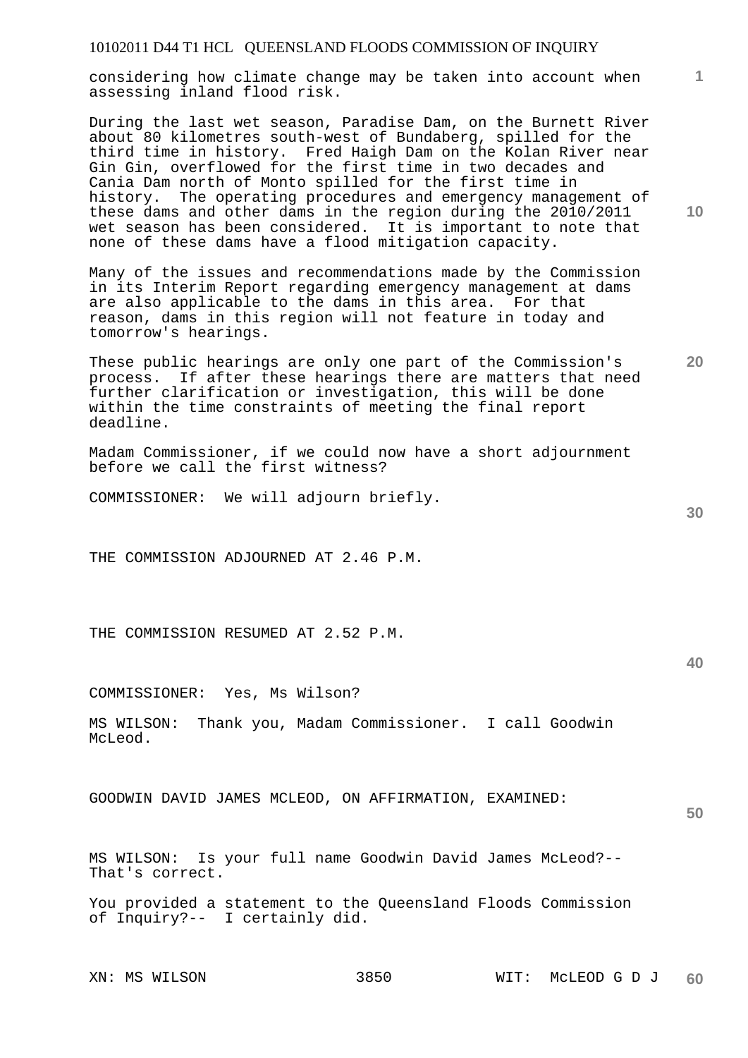considering how climate change may be taken into account when assessing inland flood risk.

During the last wet season, Paradise Dam, on the Burnett River about 80 kilometres south-west of Bundaberg, spilled for the third time in history. Fred Haigh Dam on the Kolan River near Gin Gin, overflowed for the first time in two decades and Cania Dam north of Monto spilled for the first time in history. The operating procedures and emergency management of these dams and other dams in the region during the 2010/2011 wet season has been considered. It is important to note that none of these dams have a flood mitigation capacity.

Many of the issues and recommendations made by the Commission in its Interim Report regarding emergency management at dams are also applicable to the dams in this area. For that reason, dams in this region will not feature in today and tomorrow's hearings.

These public hearings are only one part of the Commission's process. If after these hearings there are matters that need further clarification or investigation, this will be done within the time constraints of meeting the final report deadline.

Madam Commissioner, if we could now have a short adjournment before we call the first witness?

COMMISSIONER: We will adjourn briefly.

THE COMMISSION ADJOURNED AT 2.46 P.M.

THE COMMISSION RESUMED AT 2.52 P.M.

COMMISSIONER: Yes, Ms Wilson?

MS WILSON: Thank you, Madam Commissioner. I call Goodwin McLeod.

GOODWIN DAVID JAMES MCLEOD, ON AFFIRMATION, EXAMINED:

MS WILSON: Is your full name Goodwin David James McLeod?-- That's correct.

You provided a statement to the Queensland Floods Commission of Inquiry?-- I certainly did.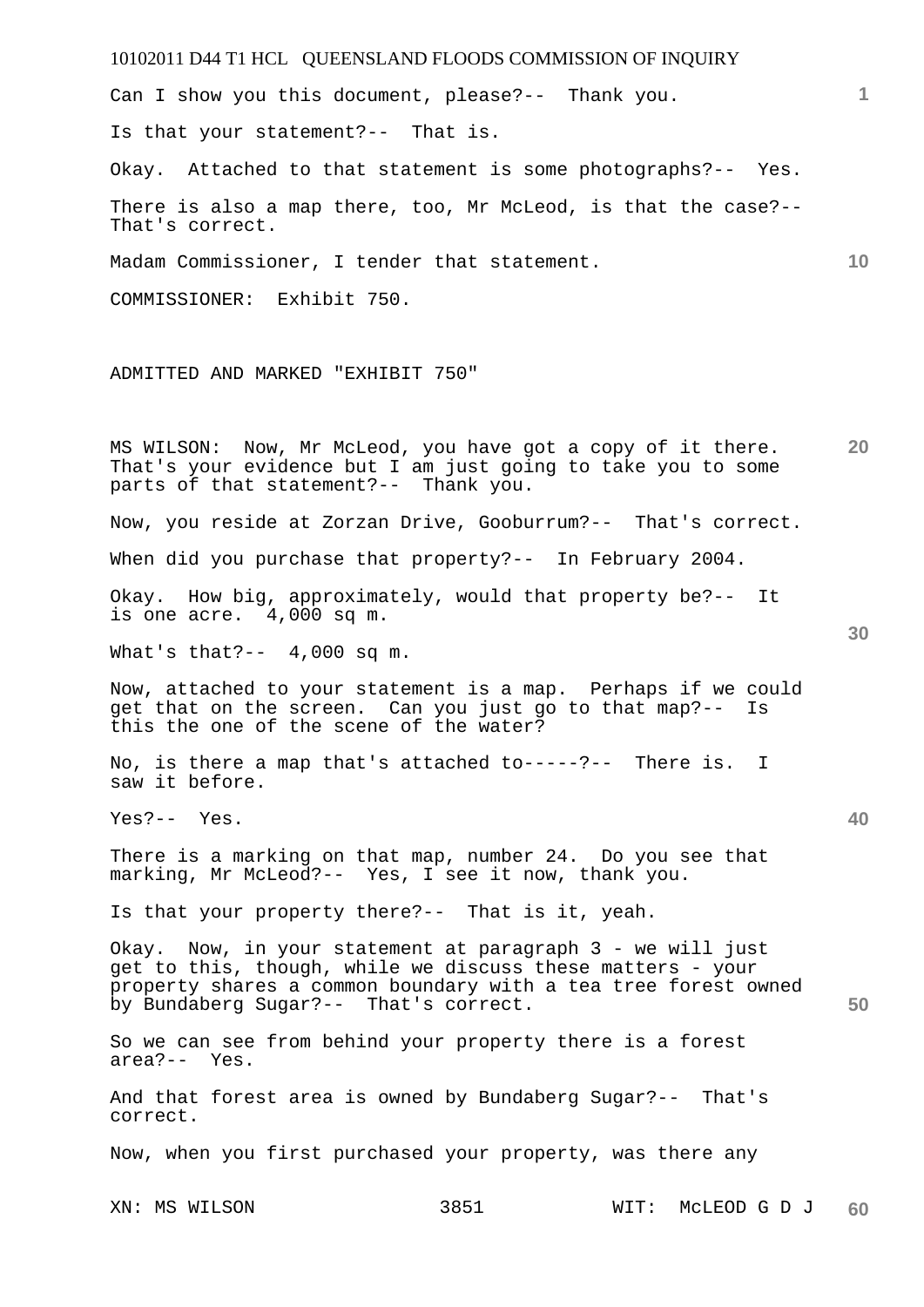Can I show you this document, please?-- Thank you.

Is that your statement?-- That is.

Okay. Attached to that statement is some photographs?-- Yes.

There is also a map there, too, Mr McLeod, is that the case?-- That's correct.

Madam Commissioner, I tender that statement.

COMMISSIONER: Exhibit 750.

ADMITTED AND MARKED "EXHIBIT 750"

MS WILSON: Now, Mr McLeod, you have got a copy of it there. That's your evidence but I am just going to take you to some parts of that statement?-- Thank you.

Now, you reside at Zorzan Drive, Gooburrum?-- That's correct.

When did you purchase that property?-- In February 2004.

Okay. How big, approximately, would that property be?-- It is one acre. 4,000 sq m.

What's that?-- 4,000 sq m.

Now, attached to your statement is a map. Perhaps if we could get that on the screen. Can you just go to that map?-- Is this the one of the scene of the water?

No, is there a map that's attached to-----?-- There is. I saw it before.

Yes?-- Yes.

There is a marking on that map, number 24. Do you see that marking, Mr McLeod?-- Yes, I see it now, thank you.

Is that your property there?-- That is it, yeah.

Okay. Now, in your statement at paragraph 3 - we will just get to this, though, while we discuss these matters - your property shares a common boundary with a tea tree forest owned by Bundaberg Sugar?-- That's correct.

So we can see from behind your property there is a forest area?-- Yes.

And that forest area is owned by Bundaberg Sugar?-- That's correct.

Now, when you first purchased your property, was there any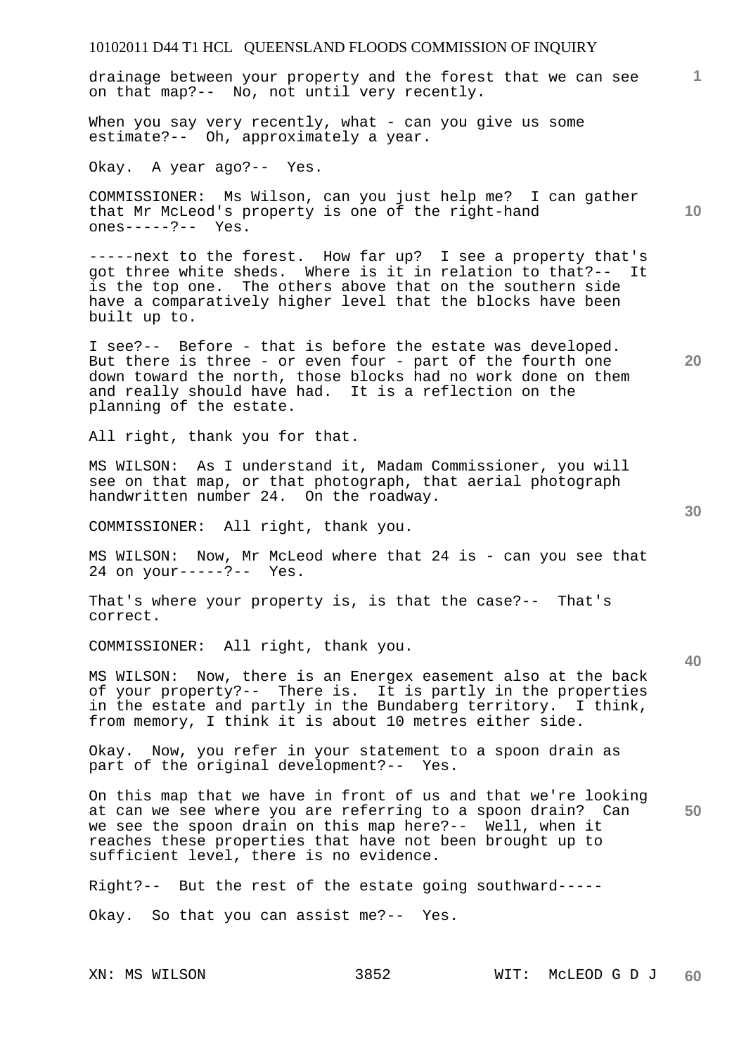drainage between your property and the forest that we can see on that map?-- No, not until very recently.

When you say very recently, what - can you give us some estimate?-- Oh, approximately a year.

Okay. A year ago?-- Yes.

COMMISSIONER: Ms Wilson, can you just help me? I can gather that Mr McLeod's property is one of the right-hand ones-----?-- Yes.

-----next to the forest. How far up? I see a property that's got three white sheds. Where is it in relation to that?-- It is the top one. The others above that on the southern side have a comparatively higher level that the blocks have been built up to.

I see?-- Before - that is before the estate was developed. But there is three - or even four - part of the fourth one down toward the north, those blocks had no work done on them and really should have had. It is a reflection on the planning of the estate.

All right, thank you for that.

MS WILSON: As I understand it, Madam Commissioner, you will see on that map, or that photograph, that aerial photograph handwritten number 24. On the roadway.

COMMISSIONER: All right, thank you.

MS WILSON: Now, Mr McLeod where that 24 is - can you see that 24 on your-----?-- Yes.

That's where your property is, is that the case?-- That's correct.

COMMISSIONER: All right, thank you.

MS WILSON: Now, there is an Energex easement also at the back of your property?-- There is. It is partly in the properties in the estate and partly in the Bundaberg territory. I think, from memory, I think it is about 10 metres either side.

Okay. Now, you refer in your statement to a spoon drain as part of the original development?-- Yes.

On this map that we have in front of us and that we're looking at can we see where you are referring to a spoon drain? Can we see the spoon drain on this map here?-- Well, when it reaches these properties that have not been brought up to sufficient level, there is no evidence.

Right?-- But the rest of the estate going southward-----

Okay. So that you can assist me?-- Yes.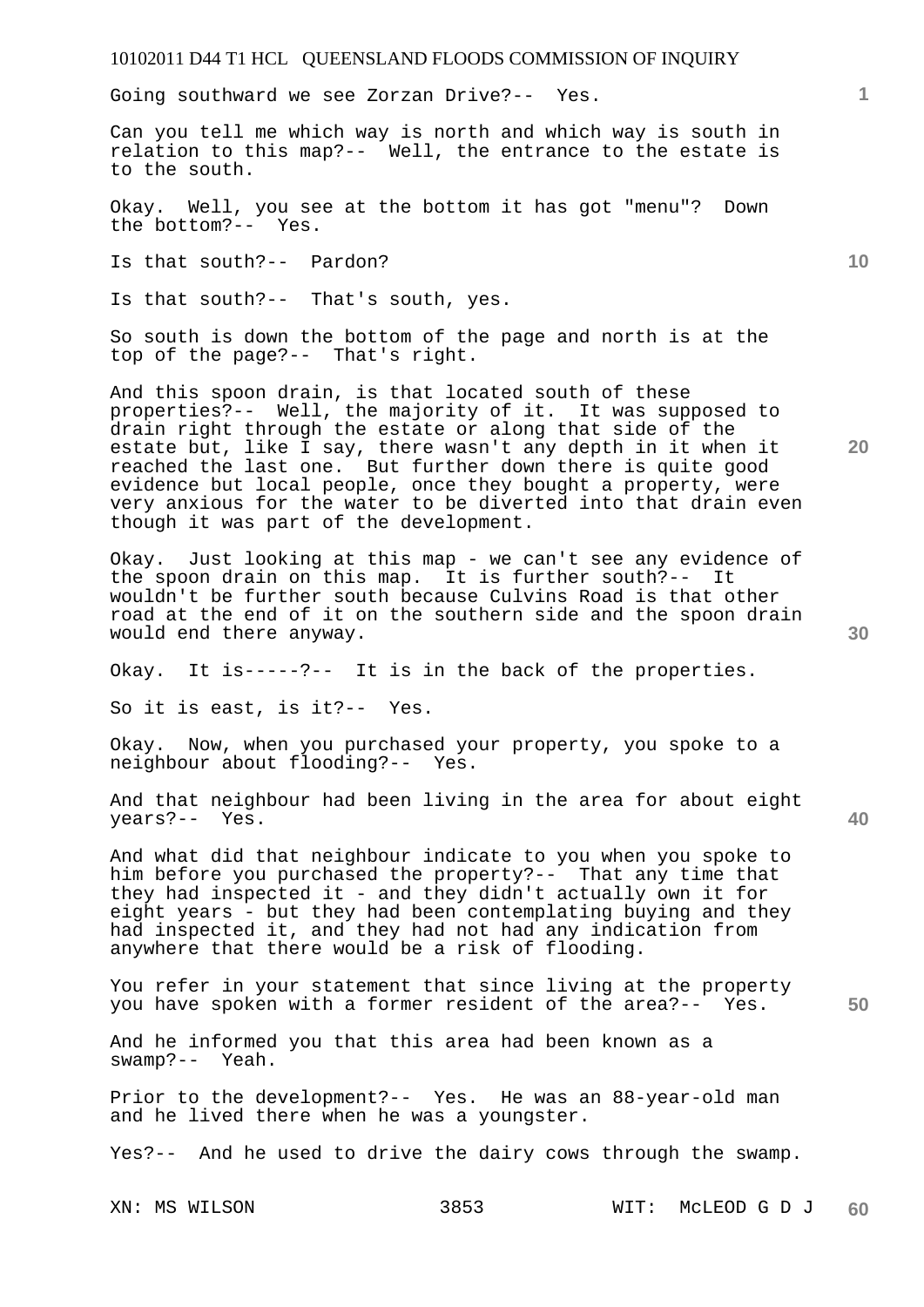Going southward we see Zorzan Drive?-- Yes.

Can you tell me which way is north and which way is south in relation to this map?-- Well, the entrance to the estate is to the south.

Okay. Well, you see at the bottom it has got "menu"? Down the bottom?-- Yes.

Is that south?-- Pardon?

Is that south?-- That's south, yes.

So south is down the bottom of the page and north is at the top of the page?-- That's right.

And this spoon drain, is that located south of these properties?-- Well, the majority of it. It was supposed to drain right through the estate or along that side of the estate but, like I say, there wasn't any depth in it when it reached the last one. But further down there is quite good evidence but local people, once they bought a property, were very anxious for the water to be diverted into that drain even though it was part of the development.

Okay. Just looking at this map - we can't see any evidence of the spoon drain on this map. It is further south?-- It wouldn't be further south because Culvins Road is that other road at the end of it on the southern side and the spoon drain would end there anyway.

Okay. It is-----?-- It is in the back of the properties.

So it is east, is it?-- Yes.

Okay. Now, when you purchased your property, you spoke to a neighbour about flooding?-- Yes.

And that neighbour had been living in the area for about eight years?-- Yes.

And what did that neighbour indicate to you when you spoke to him before you purchased the property?-- That any time that they had inspected it - and they didn't actually own it for eight years - but they had been contemplating buying and they had inspected it, and they had not had any indication from anywhere that there would be a risk of flooding.

You refer in your statement that since living at the property you have spoken with a former resident of the area?-- Yes.

And he informed you that this area had been known as a swamp?-- Yeah.

Prior to the development?-- Yes. He was an 88-year-old man and he lived there when he was a youngster.

Yes?-- And he used to drive the dairy cows through the swamp.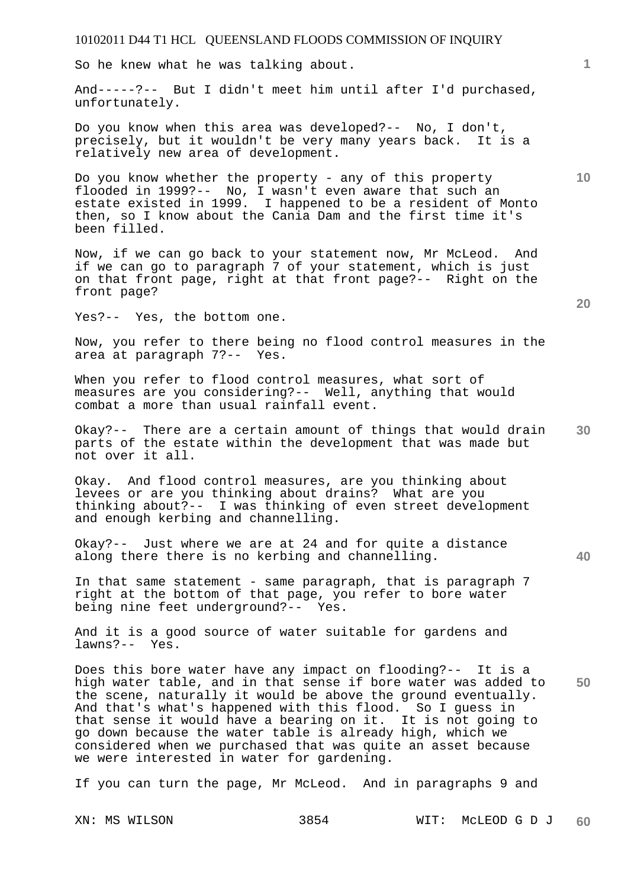So he knew what he was talking about.

And-----?-- But I didn't meet him until after I'd purchased, unfortunately.

Do you know when this area was developed?-- No, I don't, precisely, but it wouldn't be very many years back. It is a relatively new area of development.

Do you know whether the property - any of this property flooded in 1999?-- No, I wasn't even aware that such an estate existed in 1999. I happened to be a resident of Monto then, so I know about the Cania Dam and the first time it's been filled.

Now, if we can go back to your statement now, Mr McLeod. And if we can go to paragraph 7 of your statement, which is just on that front page, right at that front page?-- Right on the front page?

Yes?-- Yes, the bottom one.

Now, you refer to there being no flood control measures in the area at paragraph 7?-- Yes.

When you refer to flood control measures, what sort of measures are you considering?-- Well, anything that would combat a more than usual rainfall event.

Okay?-- There are a certain amount of things that would drain parts of the estate within the development that was made but not over it all.

Okay. And flood control measures, are you thinking about levees or are you thinking about drains? What are you thinking about?-- I was thinking of even street development and enough kerbing and channelling.

Okay?-- Just where we are at 24 and for quite a distance along there there is no kerbing and channelling.

In that same statement - same paragraph, that is paragraph 7 right at the bottom of that page, you refer to bore water being nine feet underground?-- Yes.

And it is a good source of water suitable for gardens and lawns?-- Yes.

Does this bore water have any impact on flooding?-- It is a high water table, and in that sense if bore water was added to the scene, naturally it would be above the ground eventually. And that's what's happened with this flood. So I guess in that sense it would have a bearing on it. It is not going to go down because the water table is already high, which we considered when we purchased that was quite an asset because we were interested in water for gardening.

If you can turn the page, Mr McLeod. And in paragraphs 9 and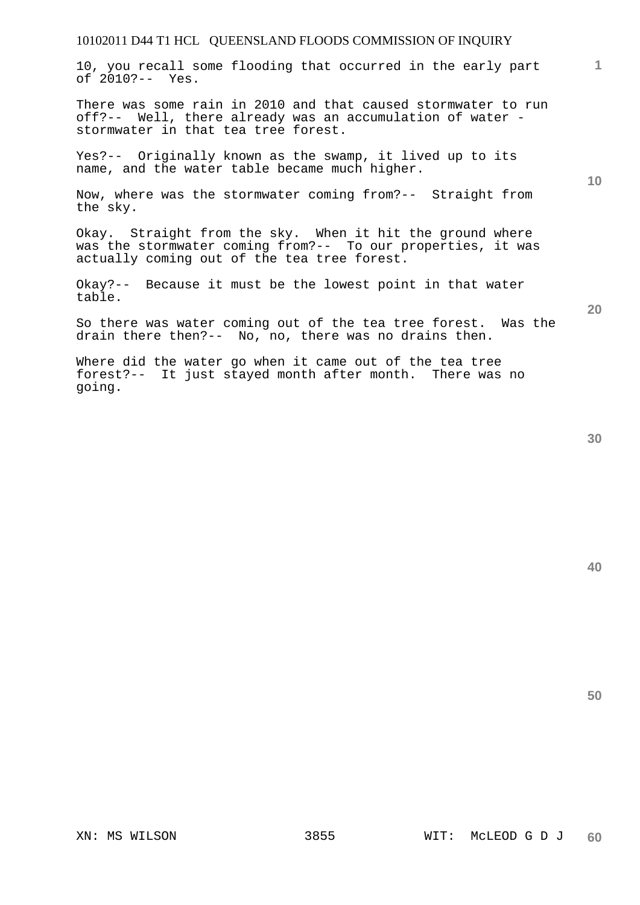10, you recall some flooding that occurred in the early part of 2010?-- Yes.

There was some rain in 2010 and that caused stormwater to run off?-- Well, there already was an accumulation of water - stormwater in that tea tree forest.

Yes?-- Originally known as the swamp, it lived up to its name, and the water table became much higher.

Now, where was the stormwater coming from?-- Straight from the sky.

Okay. Straight from the sky. When it hit the ground where was the stormwater coming from?-- To our properties, it was actually coming out of the tea tree forest.

Okay?-- Because it must be the lowest point in that water table.

So there was water coming out of the tea tree forest. Was the drain there then?-- No, no, there was no drains then.

Where did the water go when it came out of the tea tree forest?-- It just stayed month after month. There was no going.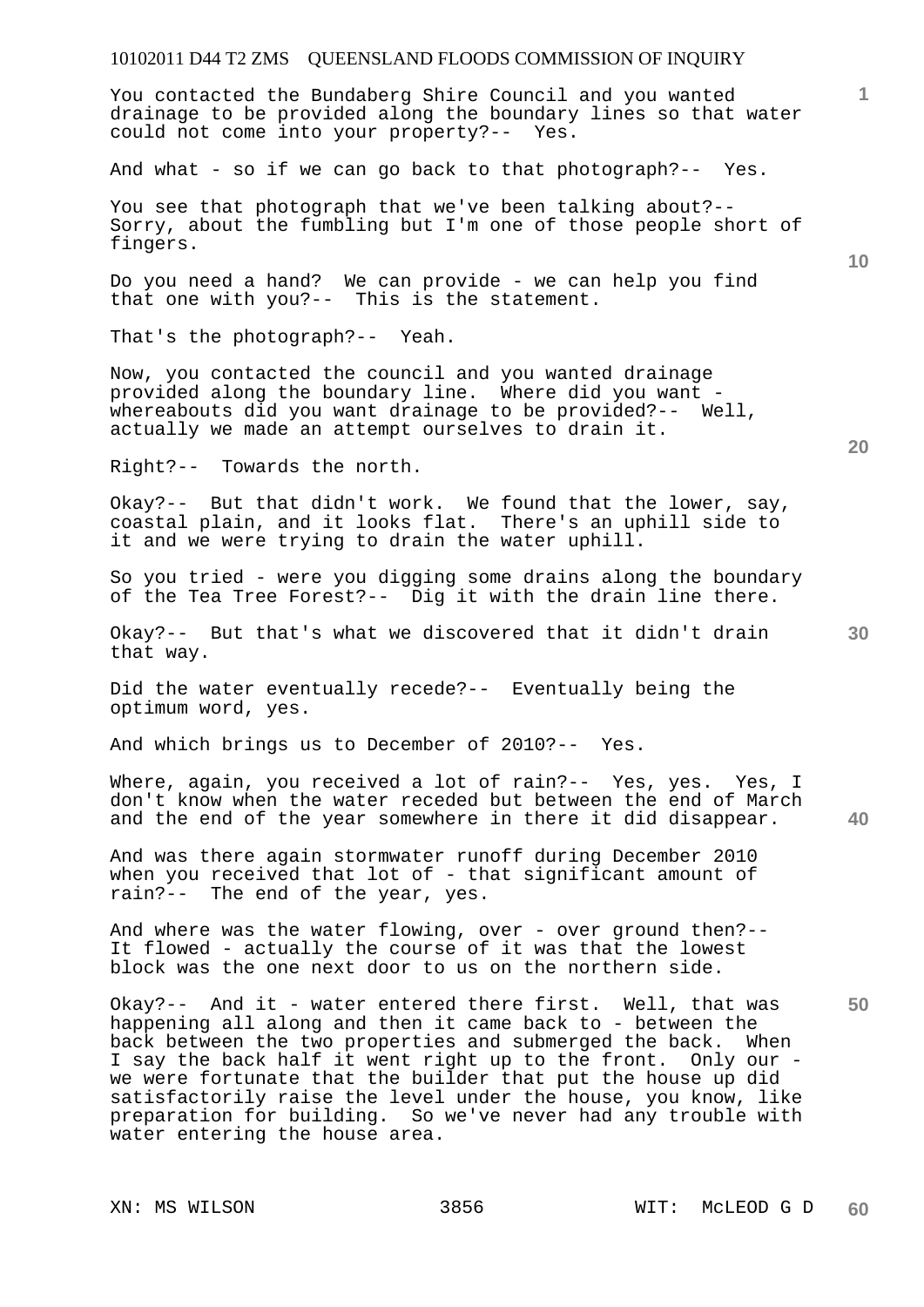You contacted the Bundaberg Shire Council and you wanted drainage to be provided along the boundary lines so that water could not come into your property?-- Yes.

And what - so if we can go back to that photograph?-- Yes.

You see that photograph that we've been talking about?-- Sorry, about the fumbling but I'm one of those people short of fingers.

Do you need a hand? We can provide - we can help you find that one with you?-- This is the statement.

That's the photograph?-- Yeah.

Now, you contacted the council and you wanted drainage provided along the boundary line. Where did you want - whereabouts did you want drainage to be provided?-- Well, actually we made an attempt ourselves to drain it.

Right?-- Towards the north.

Okay?-- But that didn't work. We found that the lower, say, coastal plain, and it looks flat. There's an uphill side to it and we were trying to drain the water uphill.

So you tried - were you digging some drains along the boundary of the Tea Tree Forest?-- Dig it with the drain line there.

Okay?-- But that's what we discovered that it didn't drain that way.

Did the water eventually recede?-- Eventually being the optimum word, yes.

And which brings us to December of 2010?-- Yes.

Where, again, you received a lot of rain?-- Yes, yes. Yes, I don't know when the water receded but between the end of March and the end of the year somewhere in there it did disappear.

And was there again stormwater runoff during December 2010 when you received that lot of - that significant amount of rain?-- The end of the year, yes.

And where was the water flowing, over - over ground then?-- It flowed - actually the course of it was that the lowest block was the one next door to us on the northern side.

Okay?-- And it - water entered there first. Well, that was happening all along and then it came back to - between the back between the two properties and submerged the back. When I say the back half it went right up to the front. Only our - we were fortunate that the builder that put the house up did satisfactorily raise the level under the house, you know, like preparation for building. So we've never had any trouble with water entering the house area.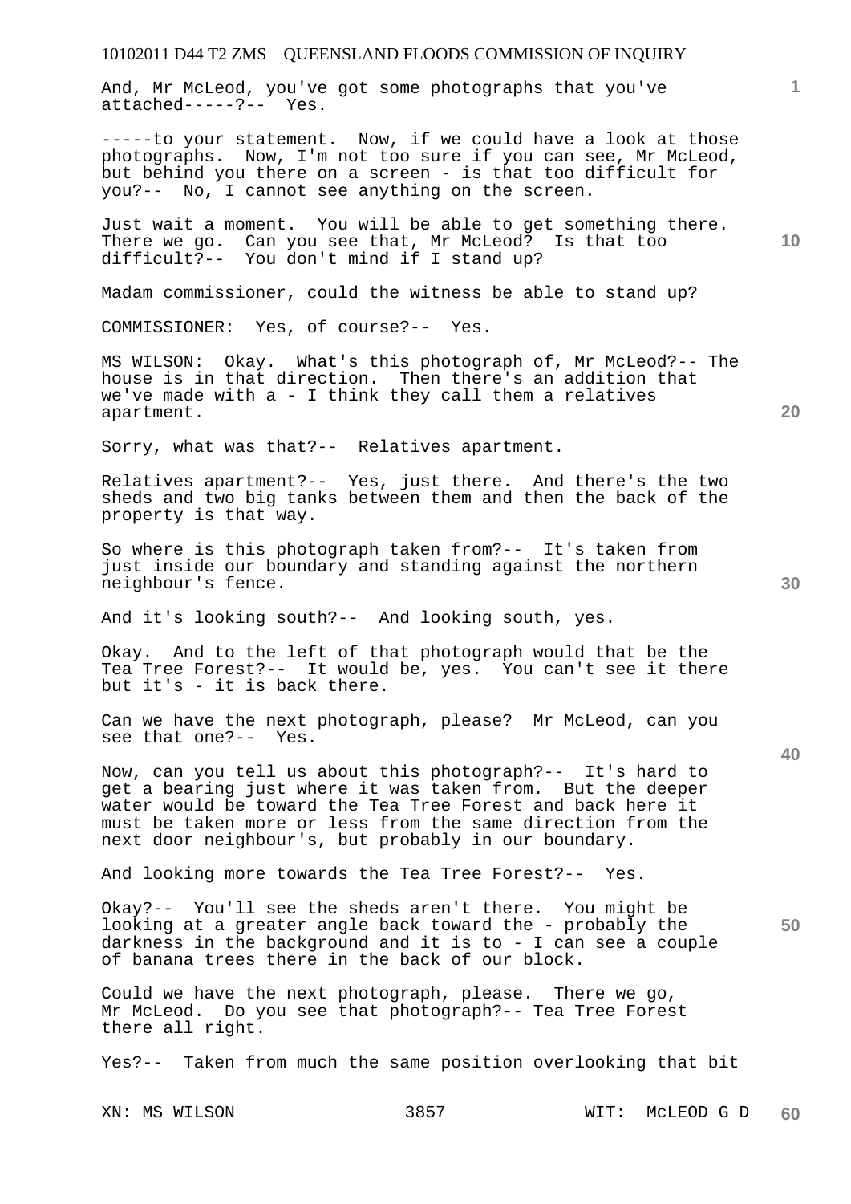And, Mr McLeod, you've got some photographs that you've attached-----?-- Yes.

-----to your statement. Now, if we could have a look at those photographs. Now, I'm not too sure if you can see, Mr McLeod, but behind you there on a screen - is that too difficult for you?-- No, I cannot see anything on the screen.

Just wait a moment. You will be able to get something there. There we go. Can you see that, Mr McLeod? Is that too difficult?-- You don't mind if I stand up?

Madam commissioner, could the witness be able to stand up?

COMMISSIONER: Yes, of course?-- Yes.

MS WILSON: Okay. What's this photograph of, Mr McLeod?-- The house is in that direction. Then there's an addition that we've made with a - I think they call them a relatives apartment.

Sorry, what was that?-- Relatives apartment.

Relatives apartment?-- Yes, just there. And there's the two sheds and two big tanks between them and then the back of the property is that way.

So where is this photograph taken from?-- It's taken from just inside our boundary and standing against the northern neighbour's fence.

And it's looking south?-- And looking south, yes.

Okay. And to the left of that photograph would that be the Tea Tree Forest?-- It would be, yes. You can't see it there but it's - it is back there.

Can we have the next photograph, please? Mr McLeod, can you see that one?-- Yes.

Now, can you tell us about this photograph?-- It's hard to get a bearing just where it was taken from. But the deeper water would be toward the Tea Tree Forest and back here it must be taken more or less from the same direction from the next door neighbour's, but probably in our boundary.

And looking more towards the Tea Tree Forest?-- Yes.

Okay?-- You'll see the sheds aren't there. You might be looking at a greater angle back toward the - probably the darkness in the background and it is to - I can see a couple of banana trees there in the back of our block.

Could we have the next photograph, please. There we go, Mr McLeod. Do you see that photograph?-- Tea Tree Forest there all right.

Yes?-- Taken from much the same position overlooking that bit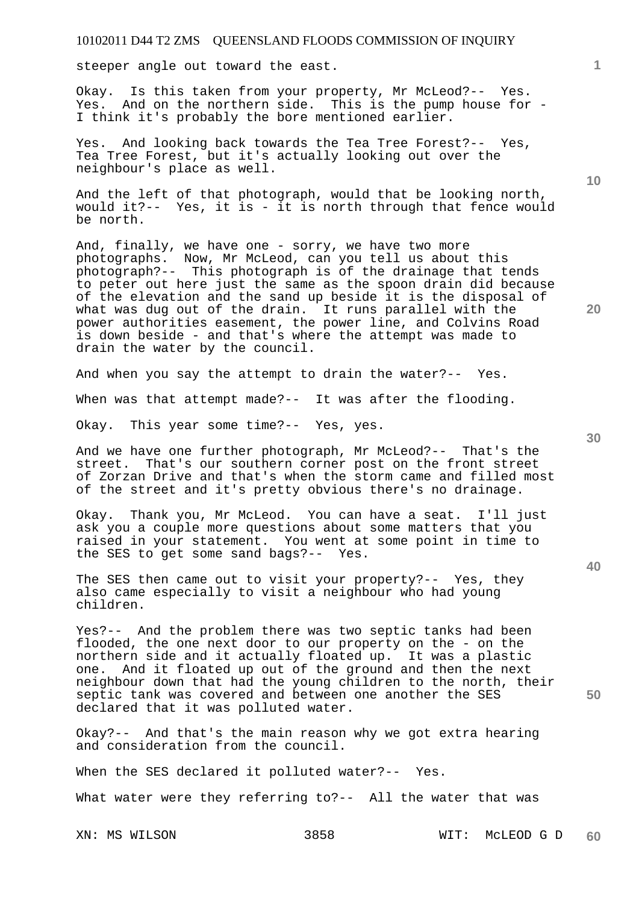steeper angle out toward the east.

Okay. Is this taken from your property, Mr McLeod?-- Yes. Yes. And on the northern side. This is the pump house for - I think it's probably the bore mentioned earlier.

Yes. And looking back towards the Tea Tree Forest?-- Yes, Tea Tree Forest, but it's actually looking out over the neighbour's place as well.

And the left of that photograph, would that be looking north, would it?-- Yes, it is - it is north through that fence would be north.

And, finally, we have one - sorry, we have two more photographs. Now, Mr McLeod, can you tell us about this photograph?-- This photograph is of the drainage that tends to peter out here just the same as the spoon drain did because of the elevation and the sand up beside it is the disposal of what was dug out of the drain. It runs parallel with the power authorities easement, the power line, and Colvins Road is down beside - and that's where the attempt was made to drain the water by the council.

And when you say the attempt to drain the water?-- Yes.

When was that attempt made?-- It was after the flooding.

Okay. This year some time?-- Yes, yes.

And we have one further photograph, Mr McLeod?-- That's the street. That's our southern corner post on the front street of Zorzan Drive and that's when the storm came and filled most of the street and it's pretty obvious there's no drainage.

Okay. Thank you, Mr McLeod. You can have a seat. I'll just ask you a couple more questions about some matters that you raised in your statement. You went at some point in time to the SES to get some sand bags?-- Yes.

The SES then came out to visit your property?-- Yes, they also came especially to visit a neighbour who had young children.

Yes?-- And the problem there was two septic tanks had been flooded, the one next door to our property on the - on the northern side and it actually floated up. It was a plastic one. And it floated up out of the ground and then the next neighbour down that had the young children to the north, their septic tank was covered and between one another the SES declared that it was polluted water.

Okay?-- And that's the main reason why we got extra hearing and consideration from the council.

When the SES declared it polluted water?-- Yes.

What water were they referring to?-- All the water that was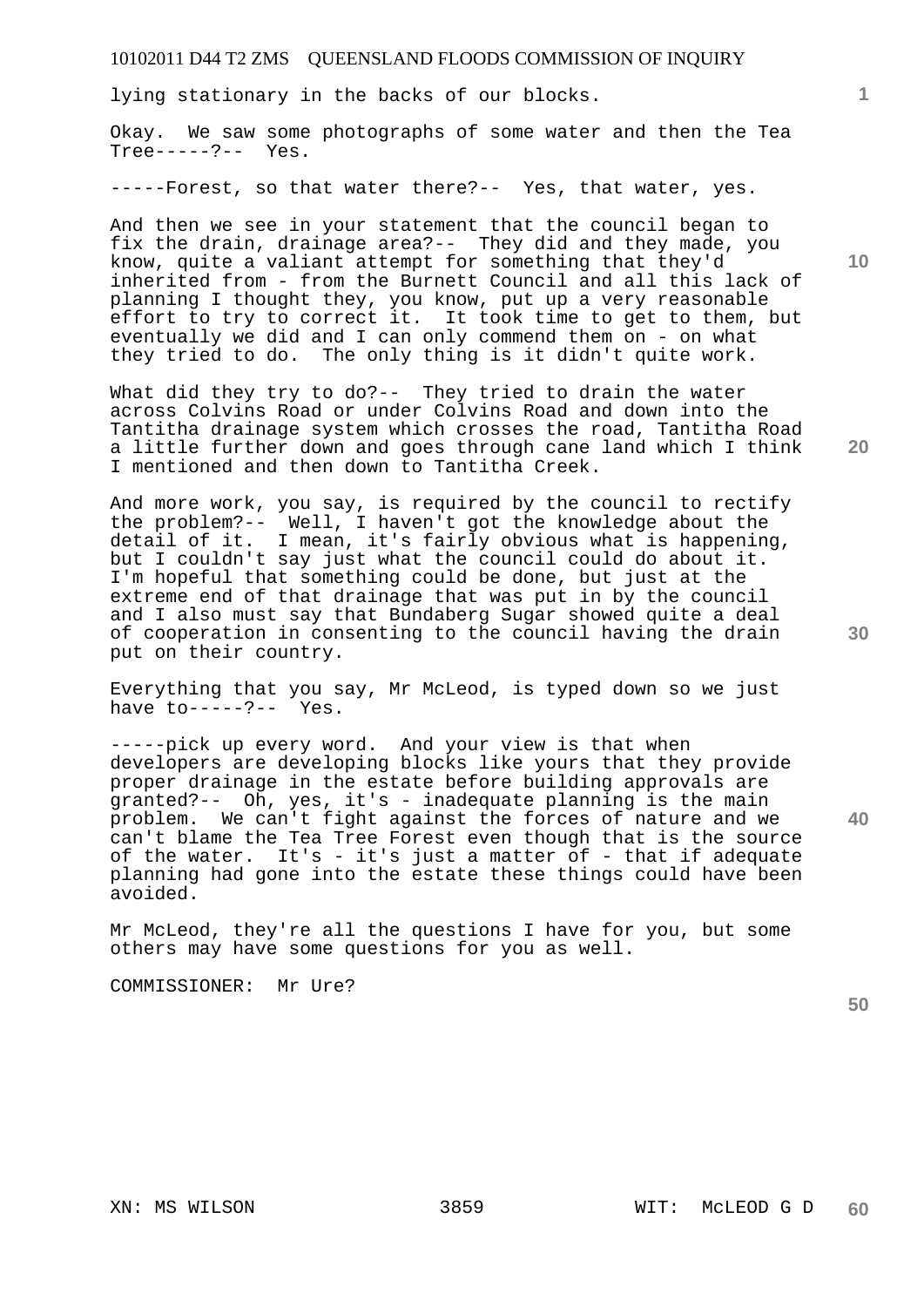lying stationary in the backs of our blocks.

Okay. We saw some photographs of some water and then the Tea Tree-----?-- Yes.

-----Forest, so that water there?-- Yes, that water, yes.

And then we see in your statement that the council began to fix the drain, drainage area?-- They did and they made, you know, quite a valiant attempt for something that they'd inherited from - from the Burnett Council and all this lack of planning I thought they, you know, put up a very reasonable effort to try to correct it. It took time to get to them, but eventually we did and I can only commend them on - on what they tried to do. The only thing is it didn't quite work.

What did they try to do?-- They tried to drain the water across Colvins Road or under Colvins Road and down into the Tantitha drainage system which crosses the road, Tantitha Road a little further down and goes through cane land which I think I mentioned and then down to Tantitha Creek.

And more work, you say, is required by the council to rectify the problem?-- Well, I haven't got the knowledge about the detail of it. I mean, it's fairly obvious what is happening, but I couldn't say just what the council could do about it. I'm hopeful that something could be done, but just at the extreme end of that drainage that was put in by the council and I also must say that Bundaberg Sugar showed quite a deal of cooperation in consenting to the council having the drain put on their country.

Everything that you say, Mr McLeod, is typed down so we just have to-----?-- Yes.

-----pick up every word. And your view is that when developers are developing blocks like yours that they provide proper drainage in the estate before building approvals are granted?-- Oh, yes, it's - inadequate planning is the main problem. We can't fight against the forces of nature and we can't blame the Tea Tree Forest even though that is the source of the water. It's - it's just a matter of - that if adequate planning had gone into the estate these things could have been avoided.

Mr McLeod, they're all the questions I have for you, but some others may have some questions for you as well.

COMMISSIONER: Mr Ure?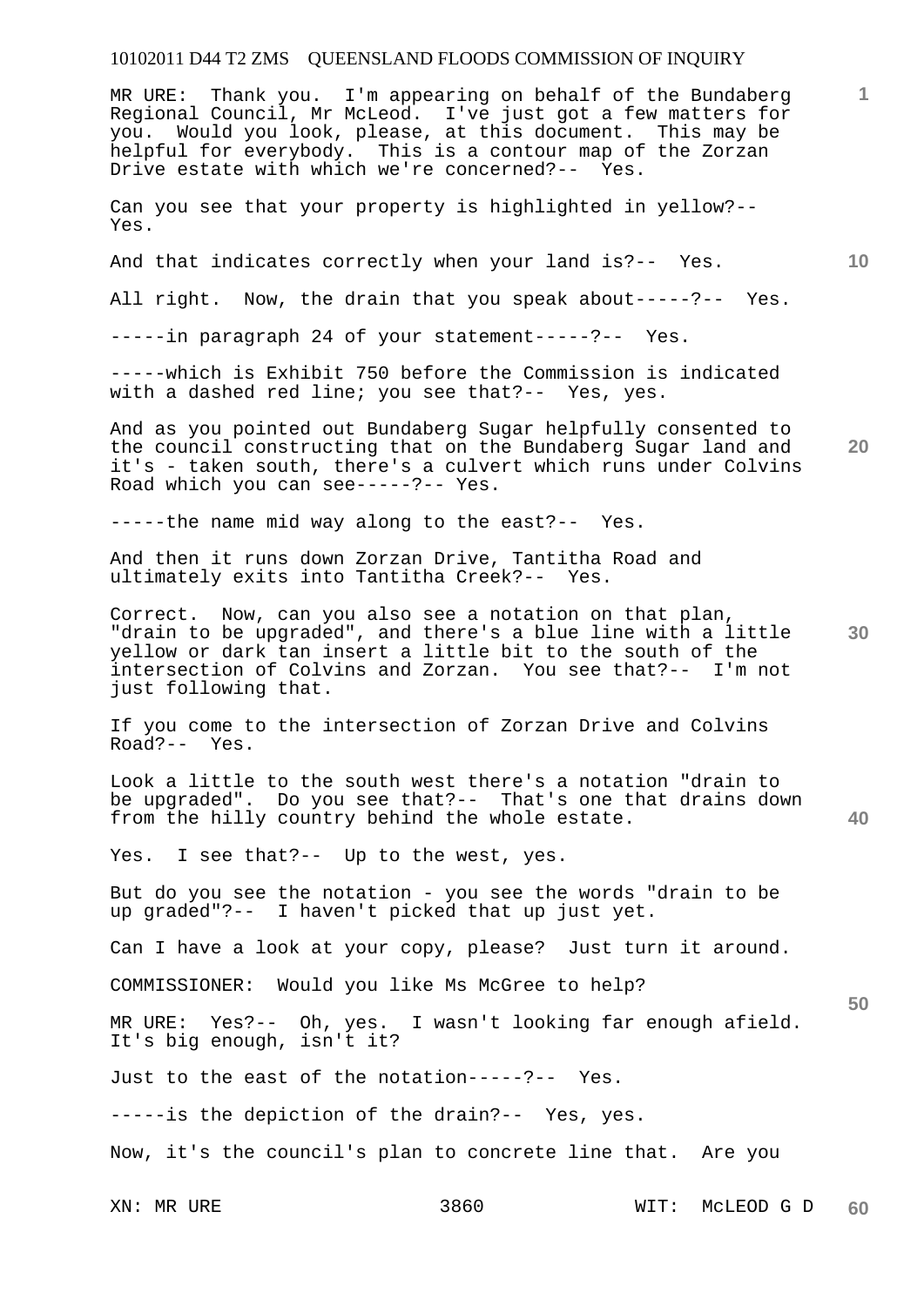MR URE: Thank you. I'm appearing on behalf of the Bundaberg Regional Council, Mr McLeod. I've just got a few matters for you. Would you look, please, at this document. This may be helpful for everybody. This is a contour map of the Zorzan Drive estate with which we're concerned?-- Yes.

Can you see that your property is highlighted in yellow?-- Yes.

And that indicates correctly when your land is?-- Yes.

All right. Now, the drain that you speak about-----?-- Yes.

-----in paragraph 24 of your statement-----?-- Yes.

-----which is Exhibit 750 before the Commission is indicated with a dashed red line; you see that?-- Yes, yes.

And as you pointed out Bundaberg Sugar helpfully consented to the council constructing that on the Bundaberg Sugar land and it's - taken south, there's a culvert which runs under Colvins Road which you can see-----?-- Yes.

-----the name mid way along to the east?-- Yes.

And then it runs down Zorzan Drive, Tantitha Road and ultimately exits into Tantitha Creek?-- Yes.

Correct. Now, can you also see a notation on that plan, "drain to be upgraded", and there's a blue line with a little yellow or dark tan insert a little bit to the south of the intersection of Colvins and Zorzan. You see that?-- I'm not just following that.

If you come to the intersection of Zorzan Drive and Colvins Road?-- Yes.

Look a little to the south west there's a notation "drain to be upgraded". Do you see that?-- That's one that drains down from the hilly country behind the whole estate.

Yes. I see that?-- Up to the west, yes.

But do you see the notation - you see the words "drain to be up graded"?-- I haven't picked that up just yet.

Can I have a look at your copy, please? Just turn it around.

COMMISSIONER: Would you like Ms McGree to help?

MR URE: Yes?-- Oh, yes. I wasn't looking far enough afield. It's big enough, isn't it?

Just to the east of the notation-----?-- Yes.

-----is the depiction of the drain?-- Yes, yes.

Now, it's the council's plan to concrete line that. Are you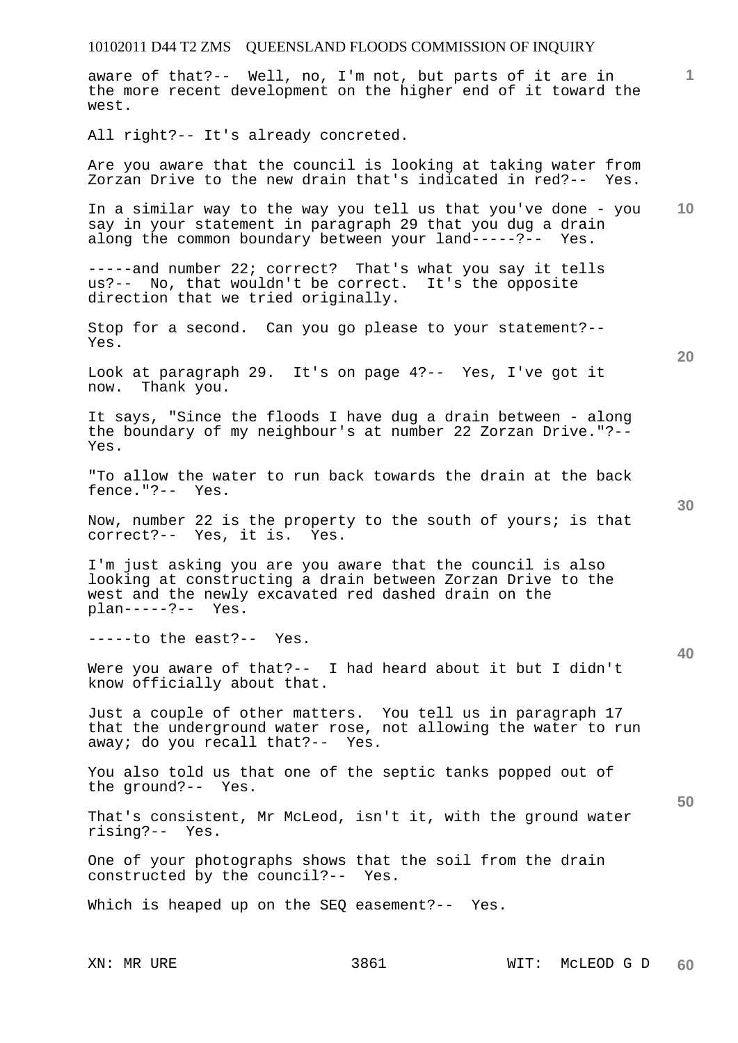aware of that?-- Well, no, I'm not, but parts of it are in the more recent development on the higher end of it toward the west.

All right?-- It's already concreted.

Are you aware that the council is looking at taking water from Zorzan Drive to the new drain that's indicated in red?-- Yes.

In a similar way to the way you tell us that you've done - you say in your statement in paragraph 29 that you dug a drain along the common boundary between your land-----?-- Yes.

-----and number 22; correct? That's what you say it tells us?-- No, that wouldn't be correct. It's the opposite direction that we tried originally.

Stop for a second. Can you go please to your statement?-- Yes.

Look at paragraph 29. It's on page 4?-- Yes, I've got it now. Thank you.

It says, "Since the floods I have dug a drain between - along the boundary of my neighbour's at number 22 Zorzan Drive."?-- Yes.

"To allow the water to run back towards the drain at the back fence."?-- Yes.

Now, number 22 is the property to the south of yours; is that correct?-- Yes, it is. Yes.

I'm just asking you are you aware that the council is also looking at constructing a drain between Zorzan Drive to the west and the newly excavated red dashed drain on the plan-----?-- Yes.

-----to the east?-- Yes.

Were you aware of that?-- I had heard about it but I didn't know officially about that.

Just a couple of other matters. You tell us in paragraph 17 that the underground water rose, not allowing the water to run away; do you recall that?-- Yes.

You also told us that one of the septic tanks popped out of the ground?-- Yes.

That's consistent, Mr McLeod, isn't it, with the ground water rising?-- Yes.

One of your photographs shows that the soil from the drain constructed by the council?-- Yes.

Which is heaped up on the SEQ easement?-- Yes.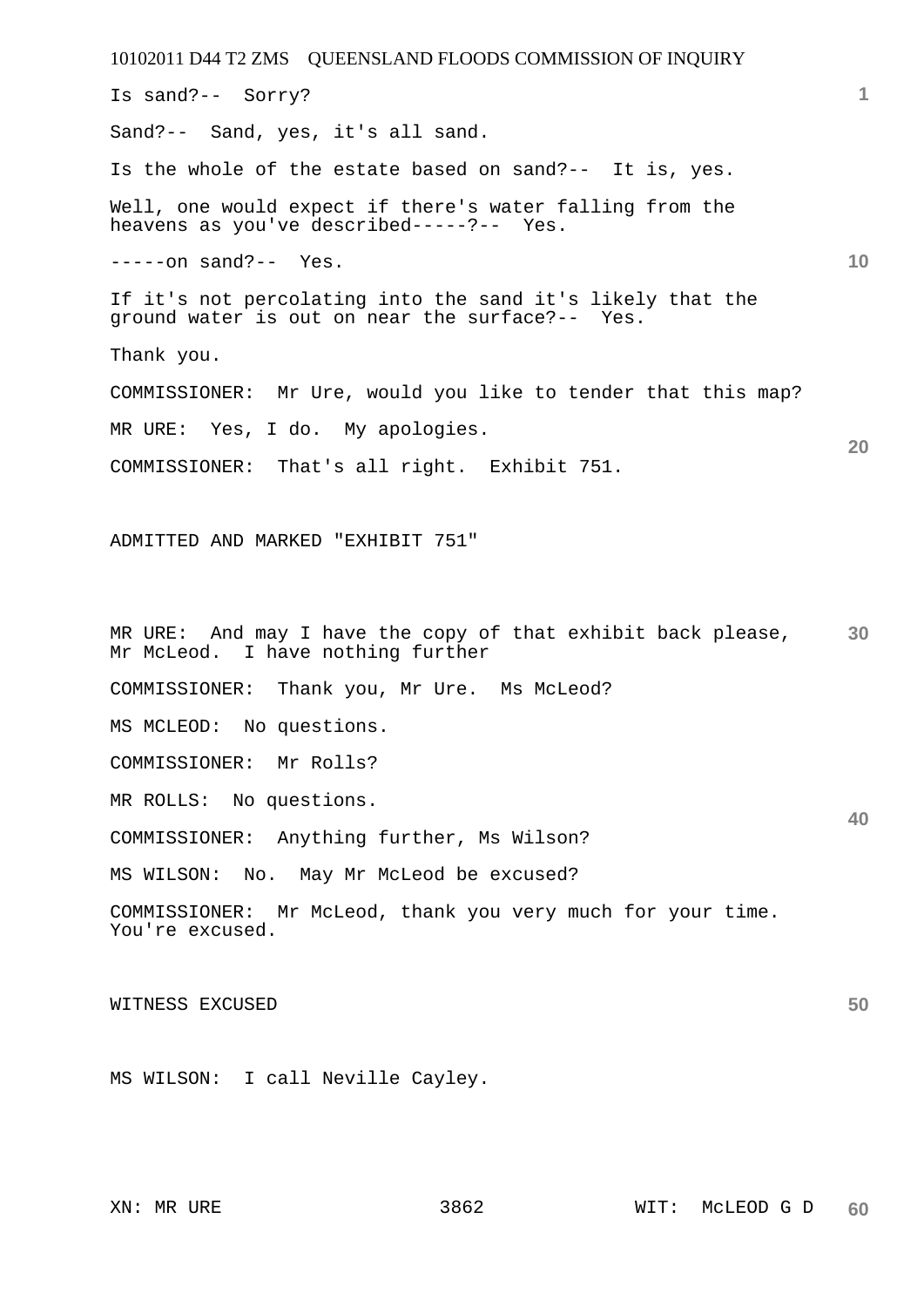Is sand?-- Sorry?

Sand?-- Sand, yes, it's all sand.

Is the whole of the estate based on sand?-- It is, yes.

Well, one would expect if there's water falling from the heavens as you've described-----?-- Yes.

-----on sand?-- Yes.

If it's not percolating into the sand it's likely that the ground water is out on near the surface?-- Yes.

Thank you.

COMMISSIONER: Mr Ure, would you like to tender that this map?

MR URE: Yes, I do. My apologies.

COMMISSIONER: That's all right. Exhibit 751.

ADMITTED AND MARKED "EXHIBIT 751"

MR URE: And may I have the copy of that exhibit back please, Mr McLeod. I have nothing further

COMMISSIONER: Thank you, Mr Ure. Ms McLeod?

MS MCLEOD: No questions.

COMMISSIONER: Mr Rolls?

MR ROLLS: No questions.

COMMISSIONER: Anything further, Ms Wilson?

MS WILSON: No. May Mr McLeod be excused?

COMMISSIONER: Mr McLeod, thank you very much for your time. You're excused.

WITNESS EXCUSED

MS WILSON: I call Neville Cayley.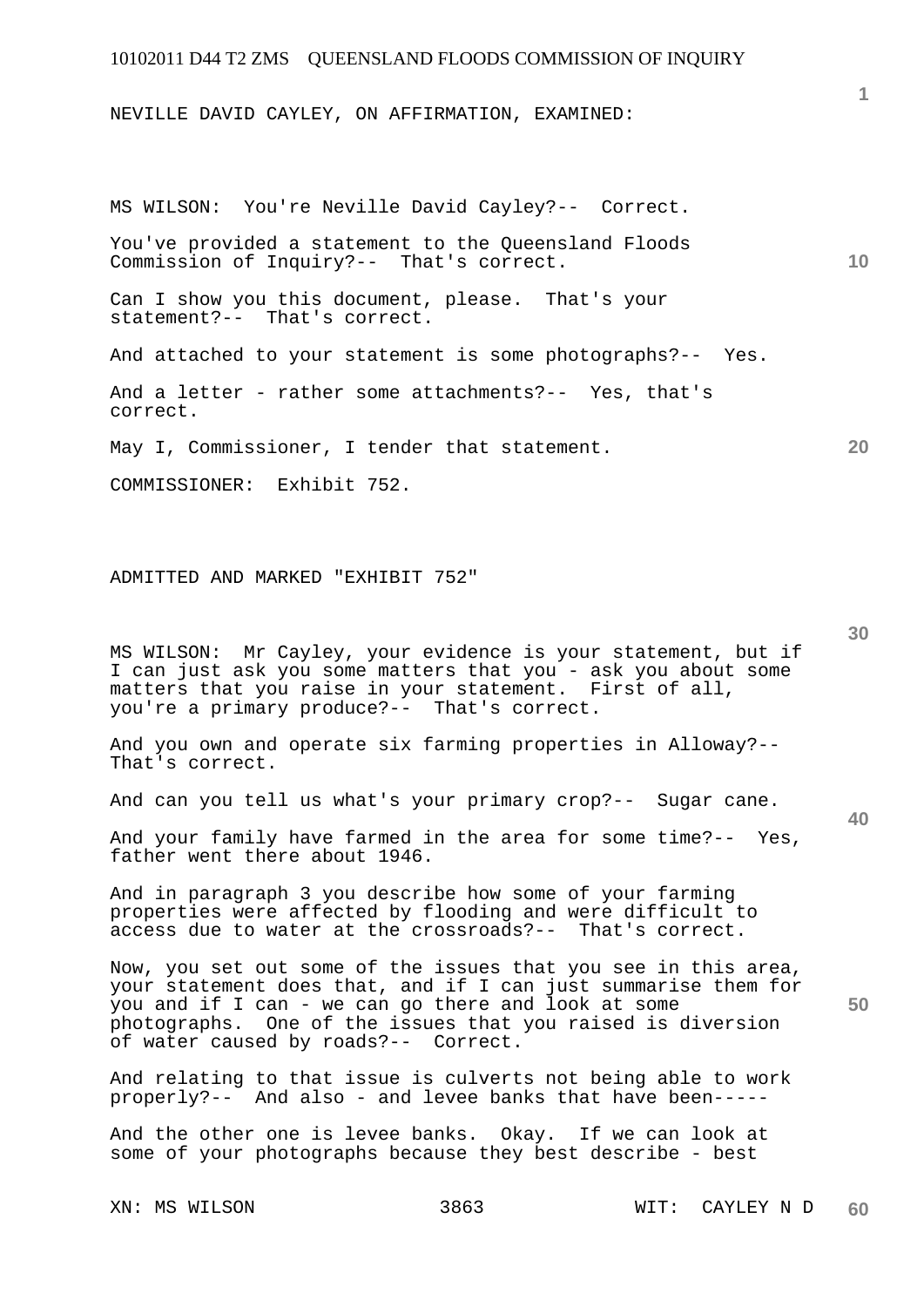NEVILLE DAVID CAYLEY, ON AFFIRMATION, EXAMINED:

MS WILSON: You're Neville David Cayley?-- Correct.

You've provided a statement to the Queensland Floods Commission of Inquiry?-- That's correct.

Can I show you this document, please. That's your statement?-- That's correct.

And attached to your statement is some photographs?-- Yes.

And a letter - rather some attachments?-- Yes, that's correct.

May I, Commissioner, I tender that statement.

COMMISSIONER: Exhibit 752.

ADMITTED AND MARKED "EXHIBIT 752"

MS WILSON: Mr Cayley, your evidence is your statement, but if I can just ask you some matters that you - ask you about some matters that you raise in your statement. First of all, you're a primary produce?-- That's correct.

And you own and operate six farming properties in Alloway?-- That's correct.

And can you tell us what's your primary crop?-- Sugar cane.

And your family have farmed in the area for some time?-- Yes, father went there about 1946.

And in paragraph 3 you describe how some of your farming properties were affected by flooding and were difficult to access due to water at the crossroads?-- That's correct.

Now, you set out some of the issues that you see in this area, your statement does that, and if I can just summarise them for you and if I can - we can go there and look at some photographs. One of the issues that you raised is diversion of water caused by roads?-- Correct.

And relating to that issue is culverts not being able to work properly?-- And also - and levee banks that have been-----

And the other one is levee banks. Okay. If we can look at some of your photographs because they best describe - best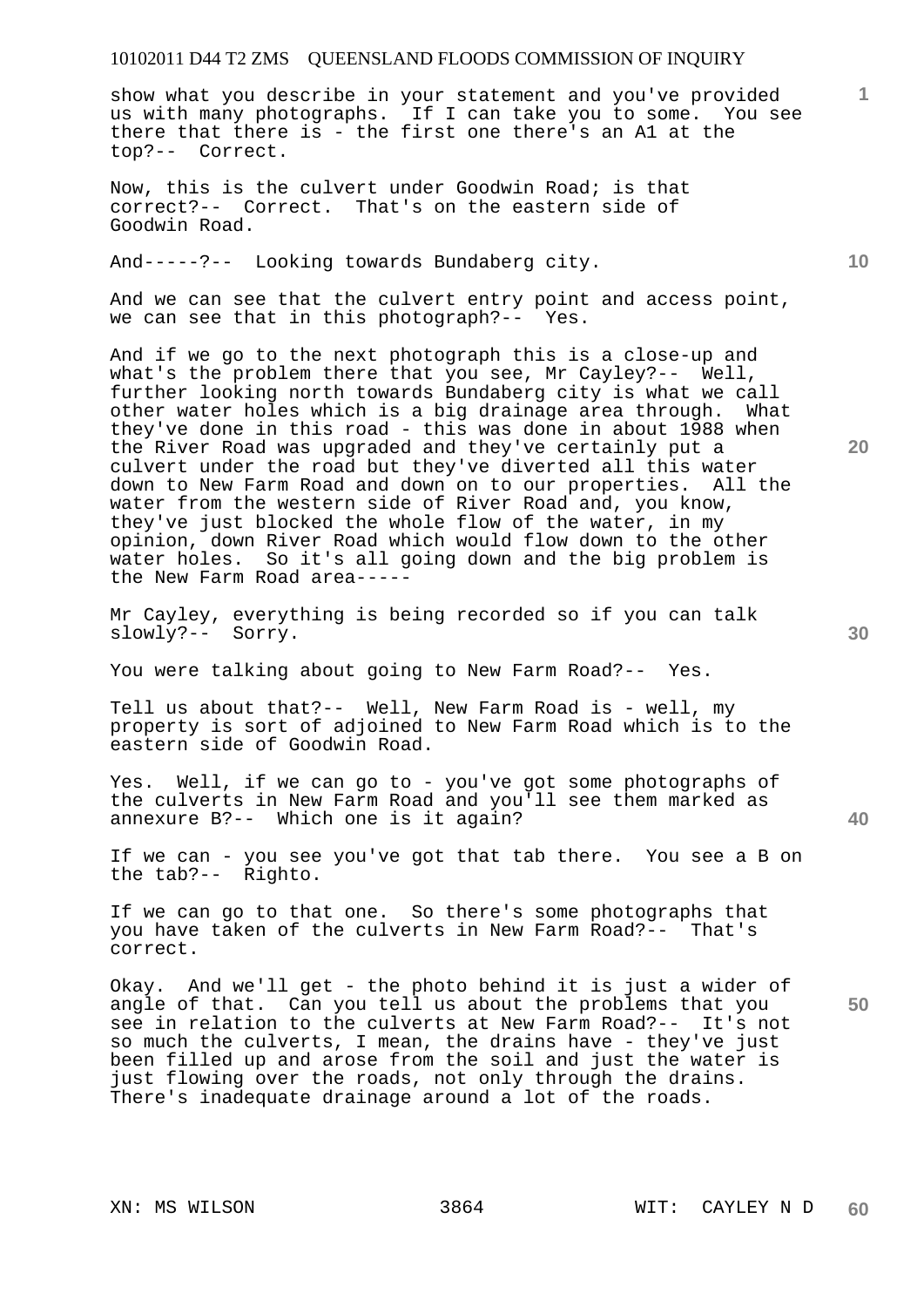show what you describe in your statement and you've provided us with many photographs. If I can take you to some. You see there that there is - the first one there's an A1 at the top?-- Correct.

Now, this is the culvert under Goodwin Road; is that correct?-- Correct. That's on the eastern side of Goodwin Road.

And-----?-- Looking towards Bundaberg city.

And we can see that the culvert entry point and access point, we can see that in this photograph?-- Yes.

And if we go to the next photograph this is a close-up and what's the problem there that you see, Mr Cayley?-- Well, further looking north towards Bundaberg city is what we call other water holes which is a big drainage area through. What they've done in this road - this was done in about 1988 when the River Road was upgraded and they've certainly put a culvert under the road but they've diverted all this water down to New Farm Road and down on to our properties. All the water from the western side of River Road and, you know, they've just blocked the whole flow of the water, in my opinion, down River Road which would flow down to the other water holes. So it's all going down and the big problem is the New Farm Road area-----

Mr Cayley, everything is being recorded so if you can talk slowly?-- Sorry.

You were talking about going to New Farm Road?-- Yes.

Tell us about that?-- Well, New Farm Road is - well, my property is sort of adjoined to New Farm Road which is to the eastern side of Goodwin Road.

Yes. Well, if we can go to - you've got some photographs of the culverts in New Farm Road and you'll see them marked as annexure B?-- Which one is it again?

If we can - you see you've got that tab there. You see a B on the tab?-- Righto.

If we can go to that one. So there's some photographs that you have taken of the culverts in New Farm Road?-- That's correct.

Okay. And we'll get - the photo behind it is just a wider of angle of that. Can you tell us about the problems that you see in relation to the culverts at New Farm Road?-- It's not so much the culverts, I mean, the drains have - they've just been filled up and arose from the soil and just the water is just flowing over the roads, not only through the drains. There's inadequate drainage around a lot of the roads.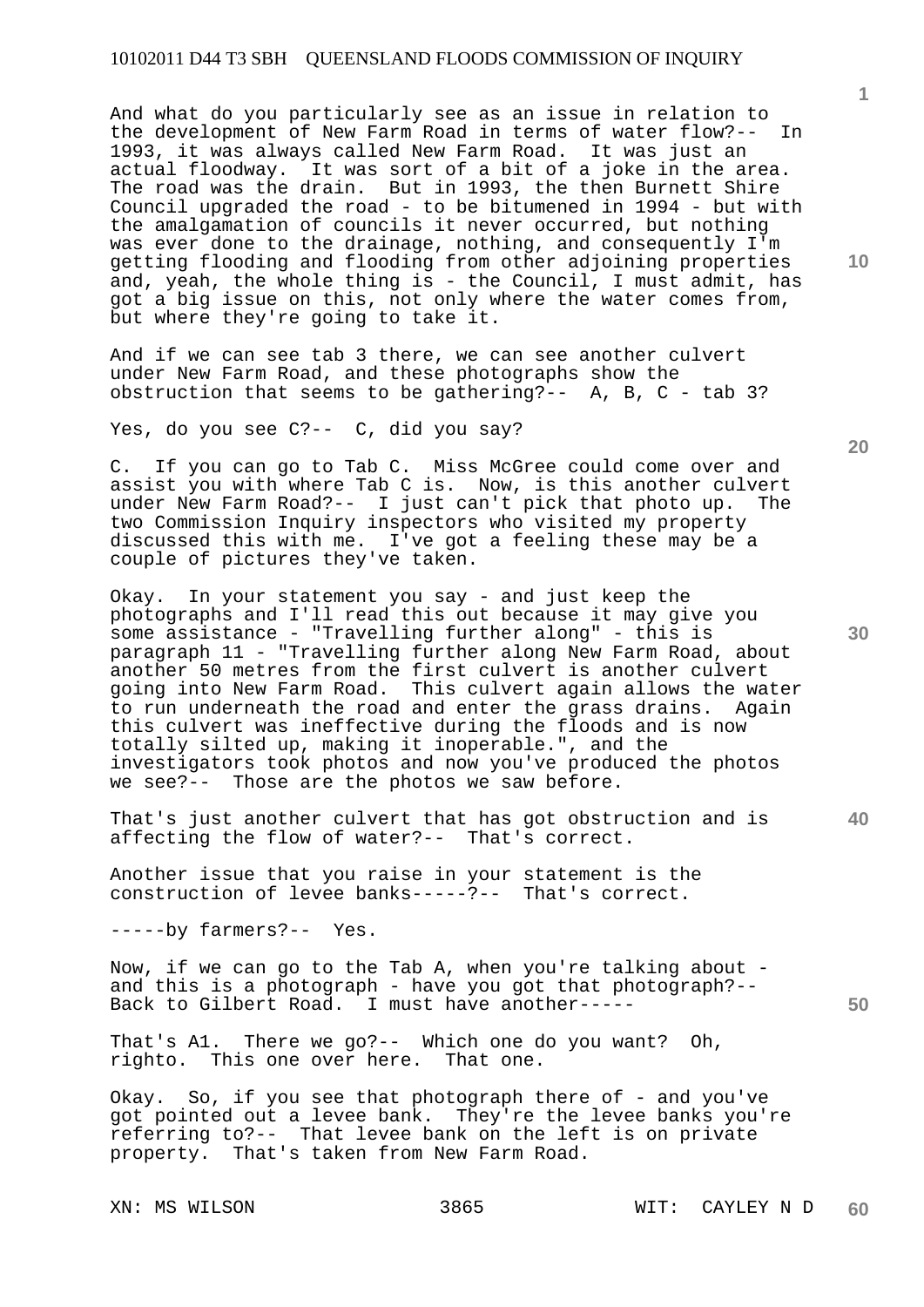And what do you particularly see as an issue in relation to the development of New Farm Road in terms of water flow?-- In 1993, it was always called New Farm Road. It was just an actual floodway. It was sort of a bit of a joke in the area. The road was the drain. But in 1993, the then Burnett Shire Council upgraded the road - to be bitumened in 1994 - but with the amalgamation of councils it never occurred, but nothing was ever done to the drainage, nothing, and consequently I'm getting flooding and flooding from other adjoining properties and, yeah, the whole thing is - the Council, I must admit, has got a big issue on this, not only where the water comes from, but where they're going to take it.

And if we can see tab 3 there, we can see another culvert under New Farm Road, and these photographs show the obstruction that seems to be gathering?-- A, B, C - tab 3?

Yes, do you see C?-- C, did you say?

C. If you can go to Tab C. Miss McGree could come over and assist you with where Tab C is. Now, is this another culvert under New Farm Road?-- I just can't pick that photo up. The two Commission Inquiry inspectors who visited my property discussed this with me. I've got a feeling these may be a couple of pictures they've taken.

Okay. In your statement you say - and just keep the photographs and I'll read this out because it may give you some assistance - "Travelling further along" - this is paragraph 11 - "Travelling further along New Farm Road, about another 50 metres from the first culvert is another culvert going into New Farm Road. This culvert again allows the water to run underneath the road and enter the grass drains. Again this culvert was ineffective during the floods and is now totally silted up, making it inoperable.", and the investigators took photos and now you've produced the photos we see?-- Those are the photos we saw before.

That's just another culvert that has got obstruction and is affecting the flow of water?-- That's correct.

Another issue that you raise in your statement is the construction of levee banks-----?-- That's correct.

-----by farmers?-- Yes.

Now, if we can go to the Tab A, when you're talking about - and this is a photograph - have you got that photograph?-- Back to Gilbert Road. I must have another-----

That's A1. There we go?-- Which one do you want? Oh, righto. This one over here. That one.

Okay. So, if you see that photograph there of - and you've got pointed out a levee bank. They're the levee banks you're referring to?-- That levee bank on the left is on private property. That's taken from New Farm Road.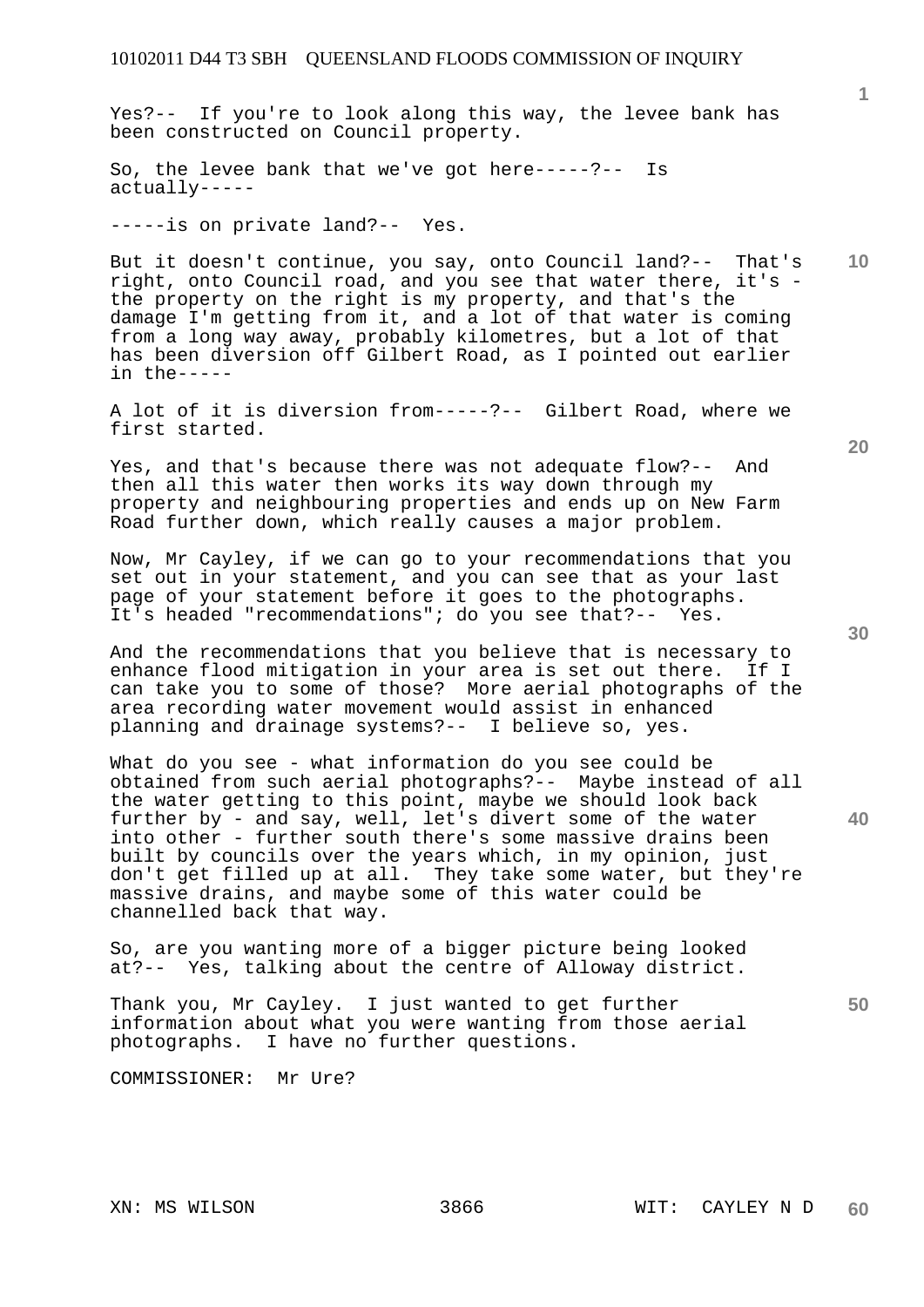Yes?-- If you're to look along this way, the levee bank has been constructed on Council property.

So, the levee bank that we've got here-----?-- Is actually-----

-----is on private land?-- Yes.

But it doesn't continue, you say, onto Council land?-- That's right, onto Council road, and you see that water there, it's - the property on the right is my property, and that's the damage I'm getting from it, and a lot of that water is coming from a long way away, probably kilometres, but a lot of that has been diversion off Gilbert Road, as I pointed out earlier in the-----

A lot of it is diversion from-----?-- Gilbert Road, where we first started.

Yes, and that's because there was not adequate flow?-- And then all this water then works its way down through my property and neighbouring properties and ends up on New Farm Road further down, which really causes a major problem.

Now, Mr Cayley, if we can go to your recommendations that you set out in your statement, and you can see that as your last page of your statement before it goes to the photographs. It's headed "recommendations"; do you see that?-- Yes.

And the recommendations that you believe that is necessary to enhance flood mitigation in your area is set out there. If I can take you to some of those? More aerial photographs of the area recording water movement would assist in enhanced planning and drainage systems?-- I believe so, yes.

What do you see - what information do you see could be obtained from such aerial photographs?-- Maybe instead of all the water getting to this point, maybe we should look back further by - and say, well, let's divert some of the water into other - further south there's some massive drains been built by councils over the years which, in my opinion, just don't get filled up at all. They take some water, but they're massive drains, and maybe some of this water could be channelled back that way.

So, are you wanting more of a bigger picture being looked at?-- Yes, talking about the centre of Alloway district.

Thank you, Mr Cayley. I just wanted to get further information about what you were wanting from those aerial photographs. I have no further questions.

COMMISSIONER: Mr Ure?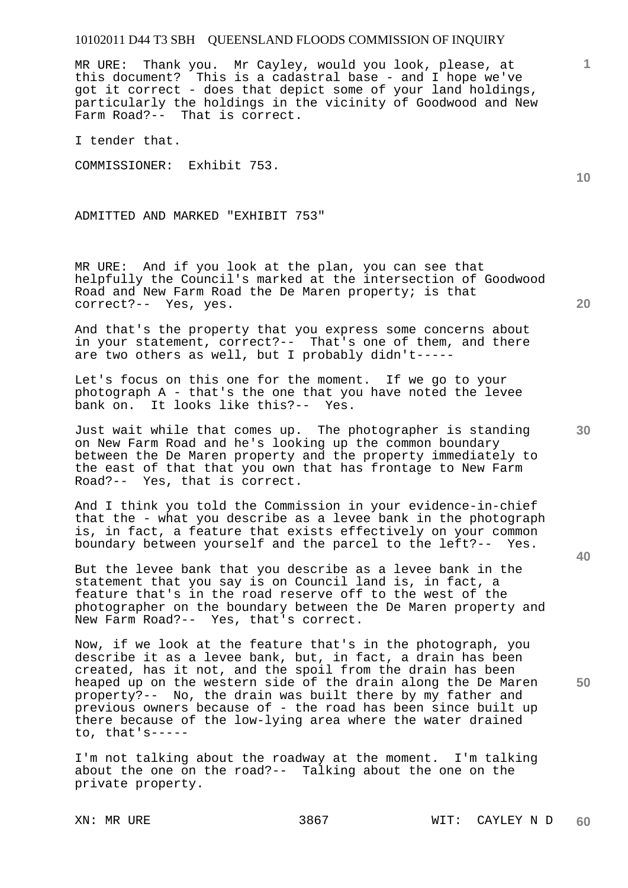MR URE: Thank you. Mr Cayley, would you look, please, at this document? This is a cadastral base - and I hope we've got it correct - does that depict some of your land holdings, particularly the holdings in the vicinity of Goodwood and New Farm Road?-- That is correct.

I tender that.

COMMISSIONER: Exhibit 753.

ADMITTED AND MARKED "EXHIBIT 753"

MR URE: And if you look at the plan, you can see that helpfully the Council's marked at the intersection of Goodwood Road and New Farm Road the De Maren property; is that correct?-- Yes, yes.

And that's the property that you express some concerns about in your statement, correct?-- That's one of them, and there are two others as well, but I probably didn't-----

Let's focus on this one for the moment. If we go to your photograph A - that's the one that you have noted the levee bank on. It looks like this?-- Yes.

Just wait while that comes up. The photographer is standing on New Farm Road and he's looking up the common boundary between the De Maren property and the property immediately to the east of that that you own that has frontage to New Farm Road?-- Yes, that is correct.

And I think you told the Commission in your evidence-in-chief that the - what you describe as a levee bank in the photograph is, in fact, a feature that exists effectively on your common boundary between yourself and the parcel to the left?-- Yes.

But the levee bank that you describe as a levee bank in the statement that you say is on Council land is, in fact, a feature that's in the road reserve off to the west of the photographer on the boundary between the De Maren property and New Farm Road?-- Yes, that's correct.

Now, if we look at the feature that's in the photograph, you describe it as a levee bank, but, in fact, a drain has been created, has it not, and the spoil from the drain has been heaped up on the western side of the drain along the De Maren property?-- No, the drain was built there by my father and previous owners because of - the road has been since built up there because of the low-lying area where the water drained to, that's-----

I'm not talking about the roadway at the moment. I'm talking about the one on the road?-- Talking about the one on the private property.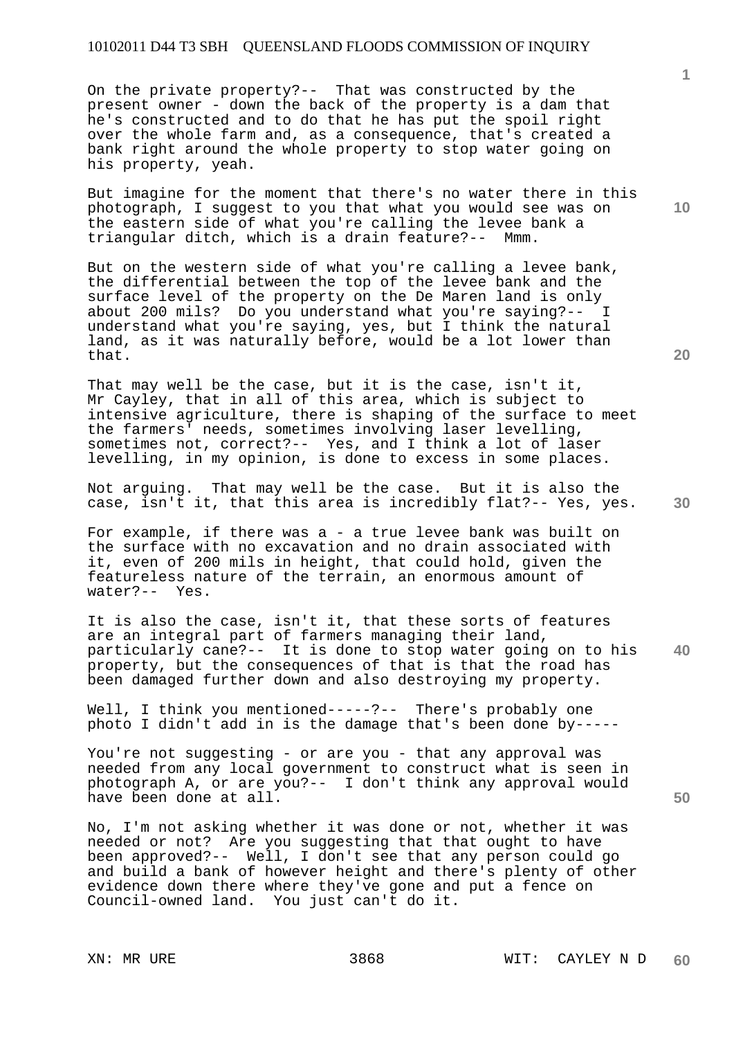On the private property?-- That was constructed by the present owner - down the back of the property is a dam that he's constructed and to do that he has put the spoil right over the whole farm and, as a consequence, that's created a bank right around the whole property to stop water going on his property, yeah.

But imagine for the moment that there's no water there in this photograph, I suggest to you that what you would see was on the eastern side of what you're calling the levee bank a triangular ditch, which is a drain feature?-- Mmm.

But on the western side of what you're calling a levee bank, the differential between the top of the levee bank and the surface level of the property on the De Maren land is only about 200 mils? Do you understand what you're saying?-- I understand what you're saying, yes, but I think the natural land, as it was naturally before, would be a lot lower than that.

That may well be the case, but it is the case, isn't it, Mr Cayley, that in all of this area, which is subject to intensive agriculture, there is shaping of the surface to meet the farmers' needs, sometimes involving laser levelling, sometimes not, correct?-- Yes, and I think a lot of laser levelling, in my opinion, is done to excess in some places.

Not arguing. That may well be the case. But it is also the case, isn't it, that this area is incredibly flat?-- Yes, yes.

For example, if there was a - a true levee bank was built on the surface with no excavation and no drain associated with it, even of 200 mils in height, that could hold, given the featureless nature of the terrain, an enormous amount of water?-- Yes.

It is also the case, isn't it, that these sorts of features are an integral part of farmers managing their land, particularly cane?-- It is done to stop water going on to his property, but the consequences of that is that the road has been damaged further down and also destroying my property.

Well, I think you mentioned-----?-- There's probably one photo I didn't add in is the damage that's been done by-----

You're not suggesting - or are you - that any approval was needed from any local government to construct what is seen in photograph A, or are you?-- I don't think any approval would have been done at all.

No, I'm not asking whether it was done or not, whether it was needed or not? Are you suggesting that that ought to have been approved?-- Well, I don't see that any person could go and build a bank of however height and there's plenty of other evidence down there where they've gone and put a fence on Council-owned land. You just can't do it.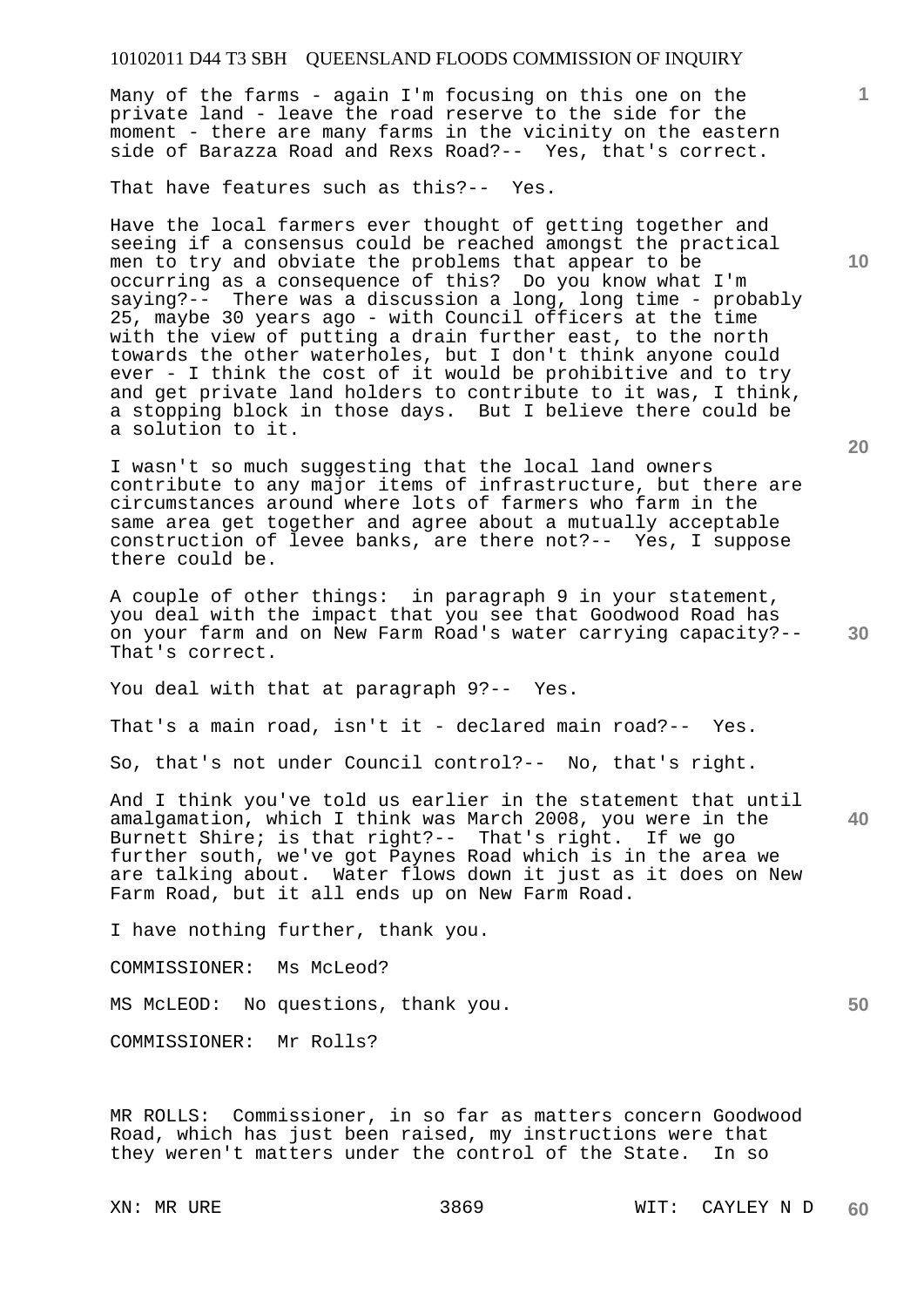Many of the farms - again I'm focusing on this one on the private land - leave the road reserve to the side for the moment - there are many farms in the vicinity on the eastern side of Barazza Road and Rexs Road?-- Yes, that's correct.

That have features such as this?-- Yes.

Have the local farmers ever thought of getting together and seeing if a consensus could be reached amongst the practical men to try and obviate the problems that appear to be occurring as a consequence of this? Do you know what I'm saying?-- There was a discussion a long, long time - probably 25, maybe 30 years ago - with Council officers at the time with the view of putting a drain further east, to the north towards the other waterholes, but I don't think anyone could ever - I think the cost of it would be prohibitive and to try and get private land holders to contribute to it was, I think, a stopping block in those days. But I believe there could be a solution to it.

I wasn't so much suggesting that the local land owners contribute to any major items of infrastructure, but there are circumstances around where lots of farmers who farm in the same area get together and agree about a mutually acceptable construction of levee banks, are there not?-- Yes, I suppose there could be.

A couple of other things: in paragraph 9 in your statement, you deal with the impact that you see that Goodwood Road has on your farm and on New Farm Road's water carrying capacity?-- That's correct.

You deal with that at paragraph 9?-- Yes.

That's a main road, isn't it - declared main road?-- Yes.

So, that's not under Council control?-- No, that's right.

And I think you've told us earlier in the statement that until amalgamation, which I think was March 2008, you were in the Burnett Shire; is that right?-- That's right. If we go further south, we've got Paynes Road which is in the area we are talking about. Water flows down it just as it does on New Farm Road, but it all ends up on New Farm Road.

I have nothing further, thank you.

COMMISSIONER: Ms McLeod?

MS McLEOD: No questions, thank you.

COMMISSIONER: Mr Rolls?

MR ROLLS: Commissioner, in so far as matters concern Goodwood Road, which has just been raised, my instructions were that they weren't matters under the control of the State. In so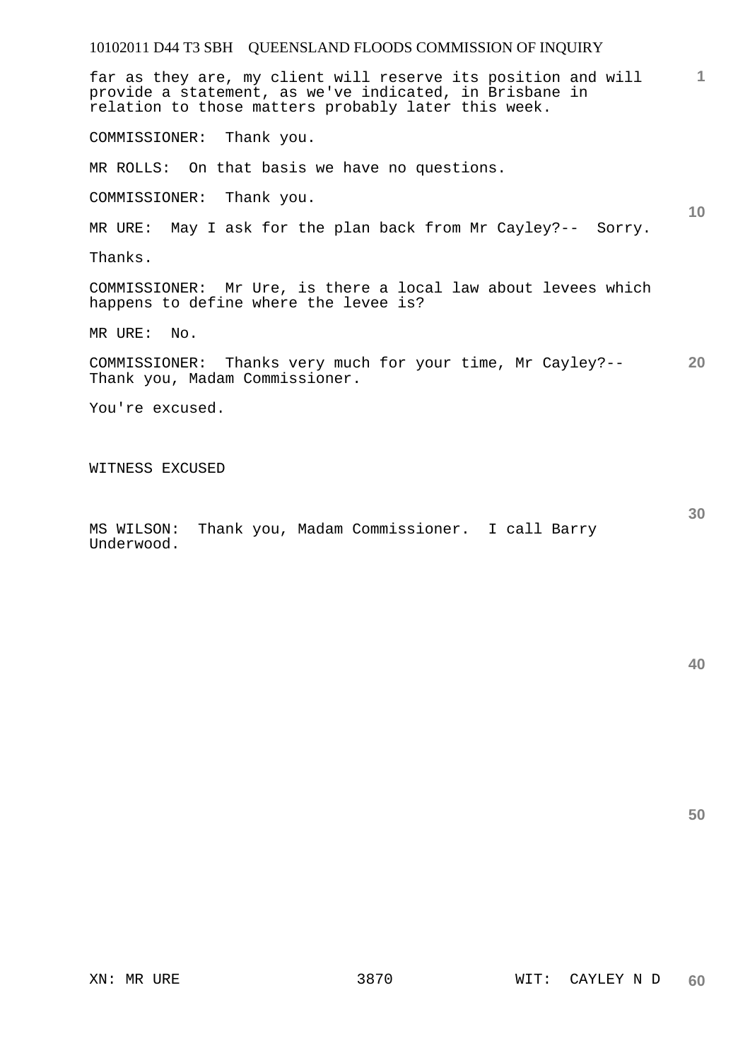far as they are, my client will reserve its position and will provide a statement, as we've indicated, in Brisbane in relation to those matters probably later this week.

COMMISSIONER: Thank you.

MR ROLLS: On that basis we have no questions.

COMMISSIONER: Thank you.

MR URE: May I ask for the plan back from Mr Cayley?-- Sorry.

Thanks.

COMMISSIONER: Mr Ure, is there a local law about levees which happens to define where the levee is?

MR URE: No.

COMMISSIONER: Thanks very much for your time, Mr Cayley?-- Thank you, Madam Commissioner.

You're excused.

WITNESS EXCUSED

MS WILSON: Thank you, Madam Commissioner. I call Barry Underwood.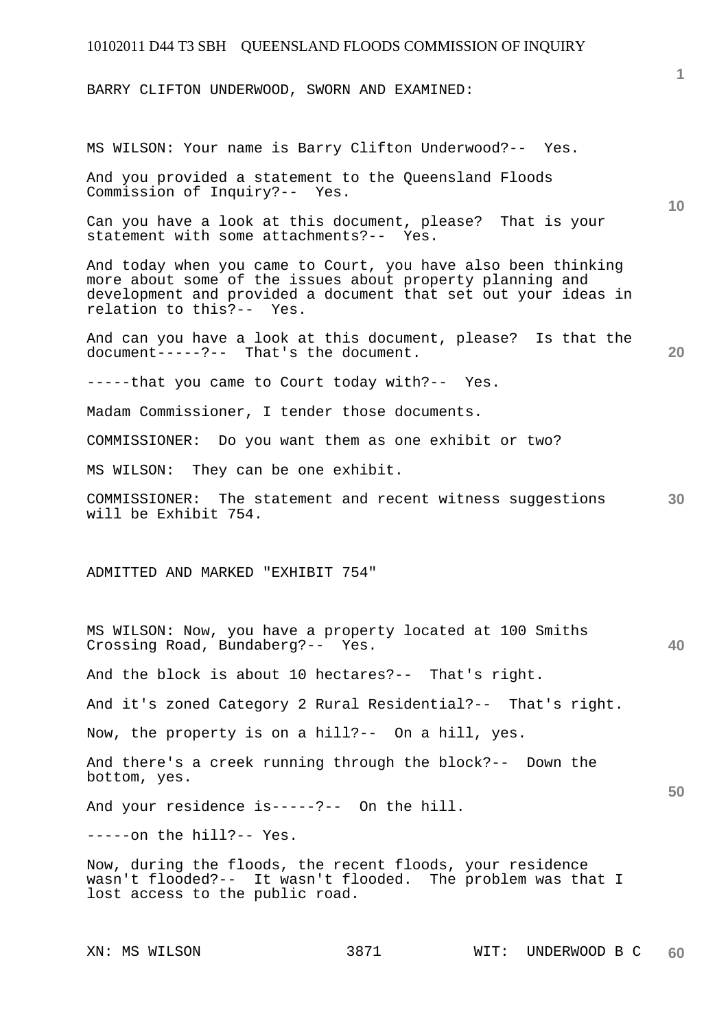BARRY CLIFTON UNDERWOOD, SWORN AND EXAMINED:

MS WILSON: Your name is Barry Clifton Underwood?-- Yes.

And you provided a statement to the Queensland Floods Commission of Inquiry?-- Yes.

Can you have a look at this document, please? That is your statement with some attachments?-- Yes.

And today when you came to Court, you have also been thinking more about some of the issues about property planning and development and provided a document that set out your ideas in relation to this?-- Yes.

And can you have a look at this document, please? Is that the document-----?-- That's the document.

-----that you came to Court today with?-- Yes.

Madam Commissioner, I tender those documents.

COMMISSIONER: Do you want them as one exhibit or two?

MS WILSON: They can be one exhibit.

COMMISSIONER: The statement and recent witness suggestions will be Exhibit 754.

ADMITTED AND MARKED "EXHIBIT 754"

MS WILSON: Now, you have a property located at 100 Smiths Crossing Road, Bundaberg?-- Yes.

And the block is about 10 hectares?-- That's right.

And it's zoned Category 2 Rural Residential?-- That's right.

Now, the property is on a hill?-- On a hill, yes.

And there's a creek running through the block?-- Down the bottom, yes.

And your residence is-----?-- On the hill.

-----on the hill?-- Yes.

Now, during the floods, the recent floods, your residence wasn't flooded?-- It wasn't flooded. The problem was that I lost access to the public road.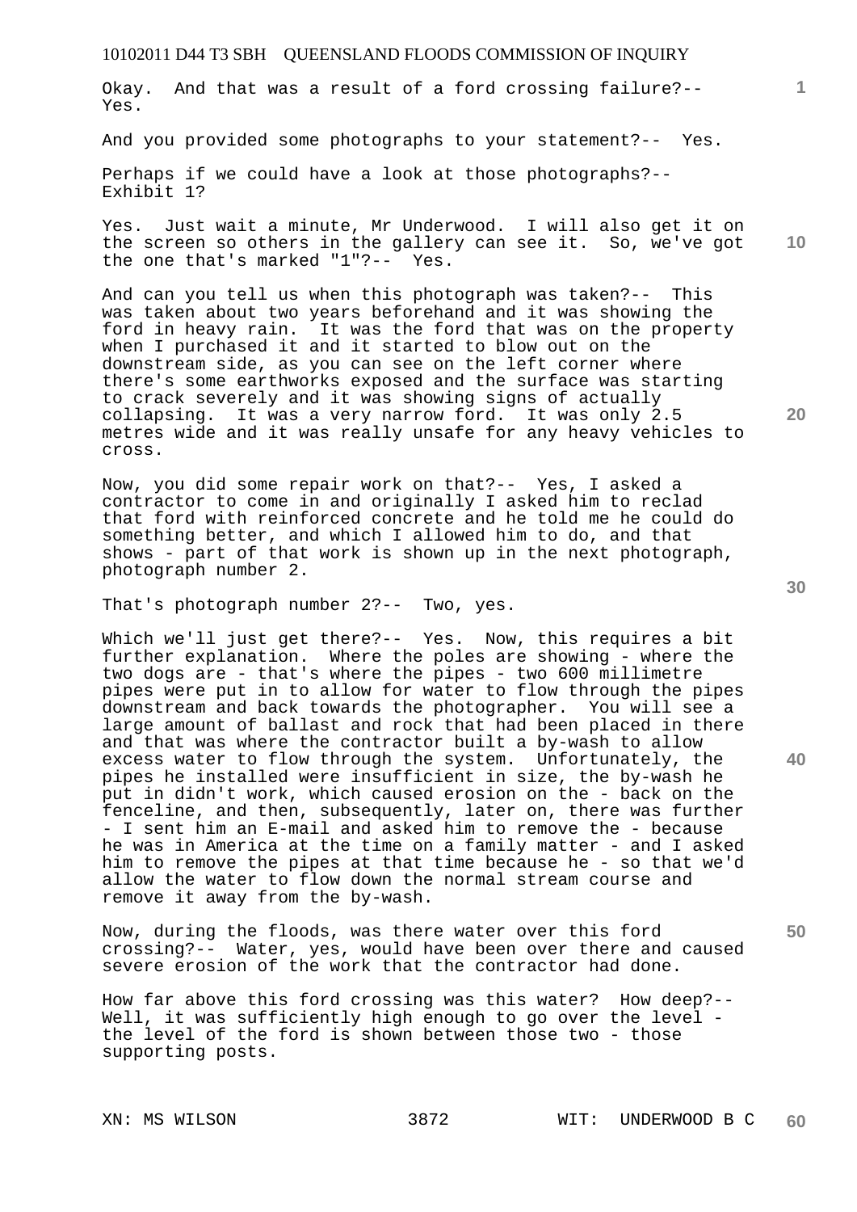Okay. And that was a result of a ford crossing failure?-- Yes.

And you provided some photographs to your statement?-- Yes.

Perhaps if we could have a look at those photographs?-- Exhibit 1?

Yes. Just wait a minute, Mr Underwood. I will also get it on the screen so others in the gallery can see it. So, we've got the one that's marked "1"?-- Yes.

And can you tell us when this photograph was taken?-- This was taken about two years beforehand and it was showing the ford in heavy rain. It was the ford that was on the property when I purchased it and it started to blow out on the downstream side, as you can see on the left corner where there's some earthworks exposed and the surface was starting to crack severely and it was showing signs of actually collapsing. It was a very narrow ford. It was only 2.5 metres wide and it was really unsafe for any heavy vehicles to cross.

Now, you did some repair work on that?-- Yes, I asked a contractor to come in and originally I asked him to reclad that ford with reinforced concrete and he told me he could do something better, and which I allowed him to do, and that shows - part of that work is shown up in the next photograph, photograph number 2.

That's photograph number 2?-- Two, yes.

Which we'll just get there?-- Yes. Now, this requires a bit further explanation. Where the poles are showing - where the two dogs are - that's where the pipes - two 600 millimetre pipes were put in to allow for water to flow through the pipes downstream and back towards the photographer. You will see a large amount of ballast and rock that had been placed in there and that was where the contractor built a by-wash to allow excess water to flow through the system. Unfortunately, the pipes he installed were insufficient in size, the by-wash he put in didn't work, which caused erosion on the - back on the fenceline, and then, subsequently, later on, there was further - I sent him an E-mail and asked him to remove the - because he was in America at the time on a family matter - and I asked him to remove the pipes at that time because he - so that we'd allow the water to flow down the normal stream course and remove it away from the by-wash.

Now, during the floods, was there water over this ford crossing?-- Water, yes, would have been over there and caused severe erosion of the work that the contractor had done.

How far above this ford crossing was this water? How deep?-- Well, it was sufficiently high enough to go over the level - the level of the ford is shown between those two - those supporting posts.

XN: MS WILSON WIT: UNDERWOOD B C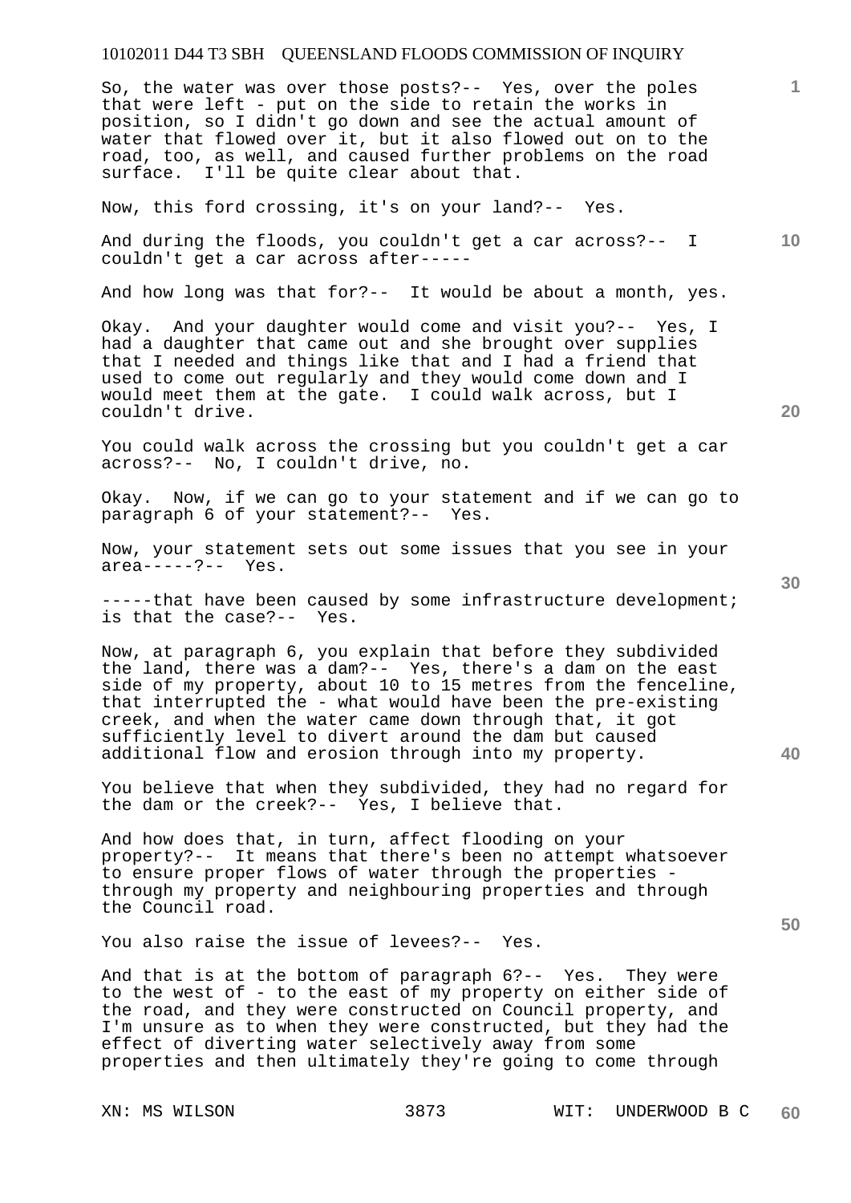So, the water was over those posts?-- Yes, over the poles that were left - put on the side to retain the works in position, so I didn't go down and see the actual amount of water that flowed over it, but it also flowed out on to the road, too, as well, and caused further problems on the road surface. I'll be quite clear about that.

Now, this ford crossing, it's on your land?-- Yes.

And during the floods, you couldn't get a car across?-- I couldn't get a car across after-----

And how long was that for?-- It would be about a month, yes.

Okay. And your daughter would come and visit you?-- Yes, I had a daughter that came out and she brought over supplies that I needed and things like that and I had a friend that used to come out regularly and they would come down and I would meet them at the gate. I could walk across, but I couldn't drive.

You could walk across the crossing but you couldn't get a car across?-- No, I couldn't drive, no.

Okay. Now, if we can go to your statement and if we can go to paragraph 6 of your statement?-- Yes.

Now, your statement sets out some issues that you see in your area-----?-- Yes.

-----that have been caused by some infrastructure development; is that the case?-- Yes.

Now, at paragraph 6, you explain that before they subdivided the land, there was a dam?-- Yes, there's a dam on the east side of my property, about 10 to 15 metres from the fenceline, that interrupted the - what would have been the pre-existing creek, and when the water came down through that, it got sufficiently level to divert around the dam but caused additional flow and erosion through into my property.

You believe that when they subdivided, they had no regard for the dam or the creek?-- Yes, I believe that.

And how does that, in turn, affect flooding on your property?-- It means that there's been no attempt whatsoever to ensure proper flows of water through the properties - through my property and neighbouring properties and through the Council road.

You also raise the issue of levees?-- Yes.

And that is at the bottom of paragraph 6?-- Yes. They were to the west of - to the east of my property on either side of the road, and they were constructed on Council property, and I'm unsure as to when they were constructed, but they had the effect of diverting water selectively away from some properties and then ultimately they're going to come through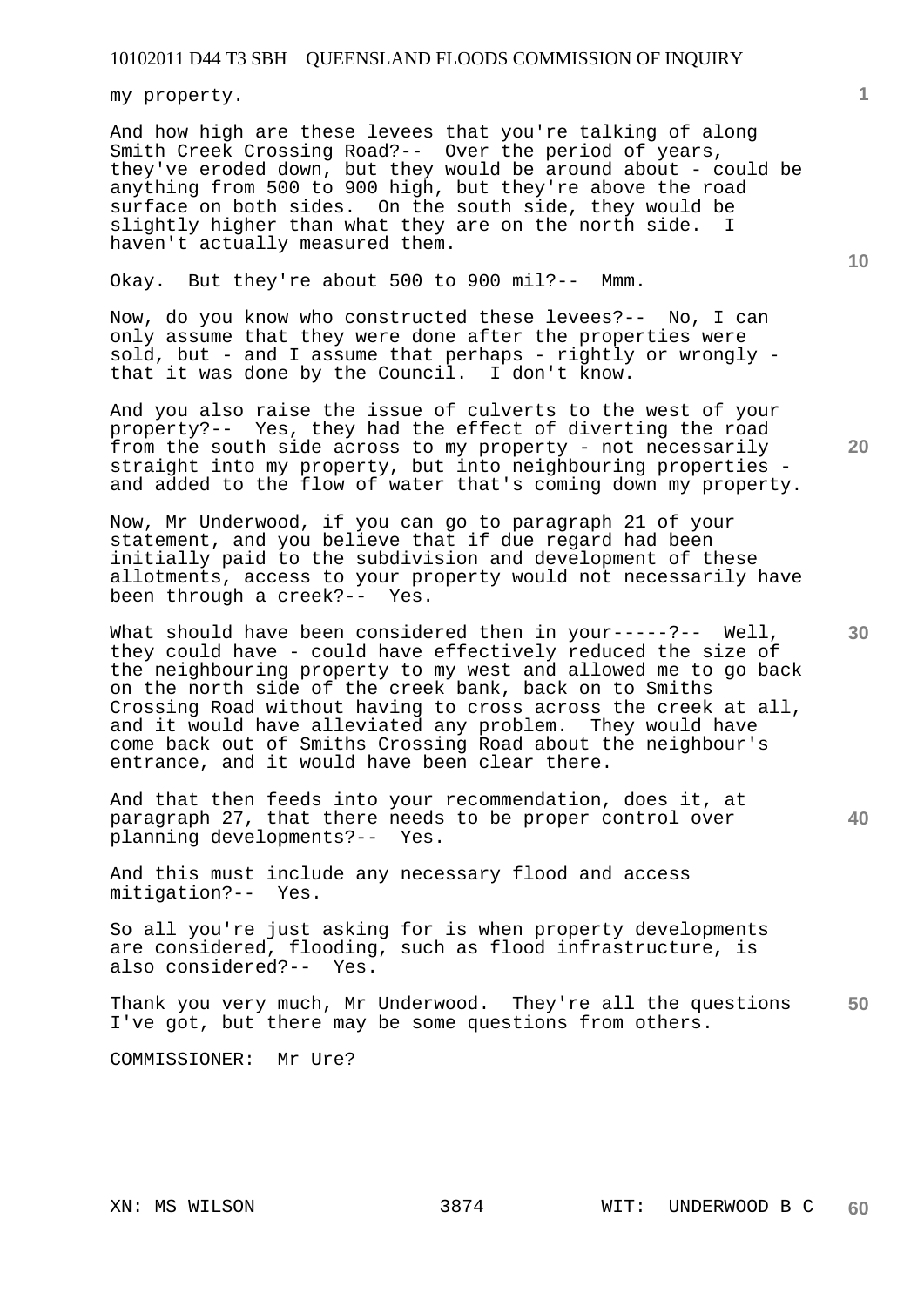my property.

And how high are these levees that you're talking of along Smith Creek Crossing Road?-- Over the period of years, they've eroded down, but they would be around about - could be anything from 500 to 900 high, but they're above the road surface on both sides. On the south side, they would be slightly higher than what they are on the north side. I haven't actually measured them.

Okay. But they're about 500 to 900 mil?-- Mmm.

Now, do you know who constructed these levees?-- No, I can only assume that they were done after the properties were sold, but - and I assume that perhaps - rightly or wrongly - that it was done by the Council. I don't know.

And you also raise the issue of culverts to the west of your property?-- Yes, they had the effect of diverting the road from the south side across to my property - not necessarily straight into my property, but into neighbouring properties - and added to the flow of water that's coming down my property.

Now, Mr Underwood, if you can go to paragraph 21 of your statement, and you believe that if due regard had been initially paid to the subdivision and development of these allotments, access to your property would not necessarily have been through a creek?-- Yes.

What should have been considered then in your-----?-- Well, they could have - could have effectively reduced the size of the neighbouring property to my west and allowed me to go back on the north side of the creek bank, back on to Smiths Crossing Road without having to cross across the creek at all, and it would have alleviated any problem. They would have come back out of Smiths Crossing Road about the neighbour's entrance, and it would have been clear there.

And that then feeds into your recommendation, does it, at paragraph 27, that there needs to be proper control over planning developments?-- Yes.

And this must include any necessary flood and access mitigation?-- Yes.

So all you're just asking for is when property developments are considered, flooding, such as flood infrastructure, is also considered?-- Yes.

Thank you very much, Mr Underwood. They're all the questions I've got, but there may be some questions from others.

COMMISSIONER: Mr Ure?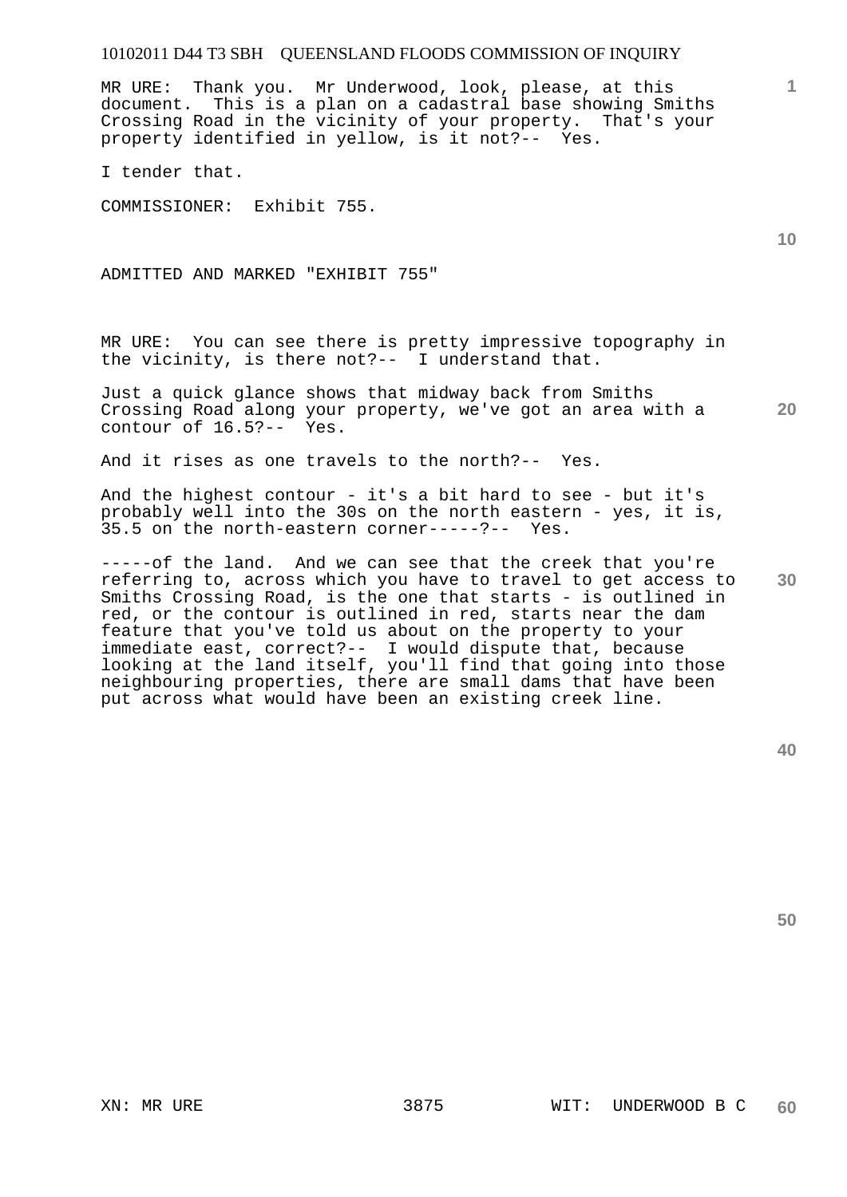MR URE: Thank you. Mr Underwood, look, please, at this document. This is a plan on a cadastral base showing Smiths Crossing Road in the vicinity of your property. That's your property identified in yellow, is it not?-- Yes.

I tender that.

COMMISSIONER: Exhibit 755.

ADMITTED AND MARKED "EXHIBIT 755"

MR URE: You can see there is pretty impressive topography in the vicinity, is there not?-- I understand that.

Just a quick glance shows that midway back from Smiths Crossing Road along your property, we've got an area with a contour of 16.5?-- Yes.

And it rises as one travels to the north?-- Yes.

And the highest contour - it's a bit hard to see - but it's probably well into the 30s on the north eastern - yes, it is, 35.5 on the north-eastern corner-----?-- Yes.

-----of the land. And we can see that the creek that you're referring to, across which you have to travel to get access to Smiths Crossing Road, is the one that starts - is outlined in red, or the contour is outlined in red, starts near the dam feature that you've told us about on the property to your immediate east, correct?-- I would dispute that, because looking at the land itself, you'll find that going into those neighbouring properties, there are small dams that have been put across what would have been an existing creek line.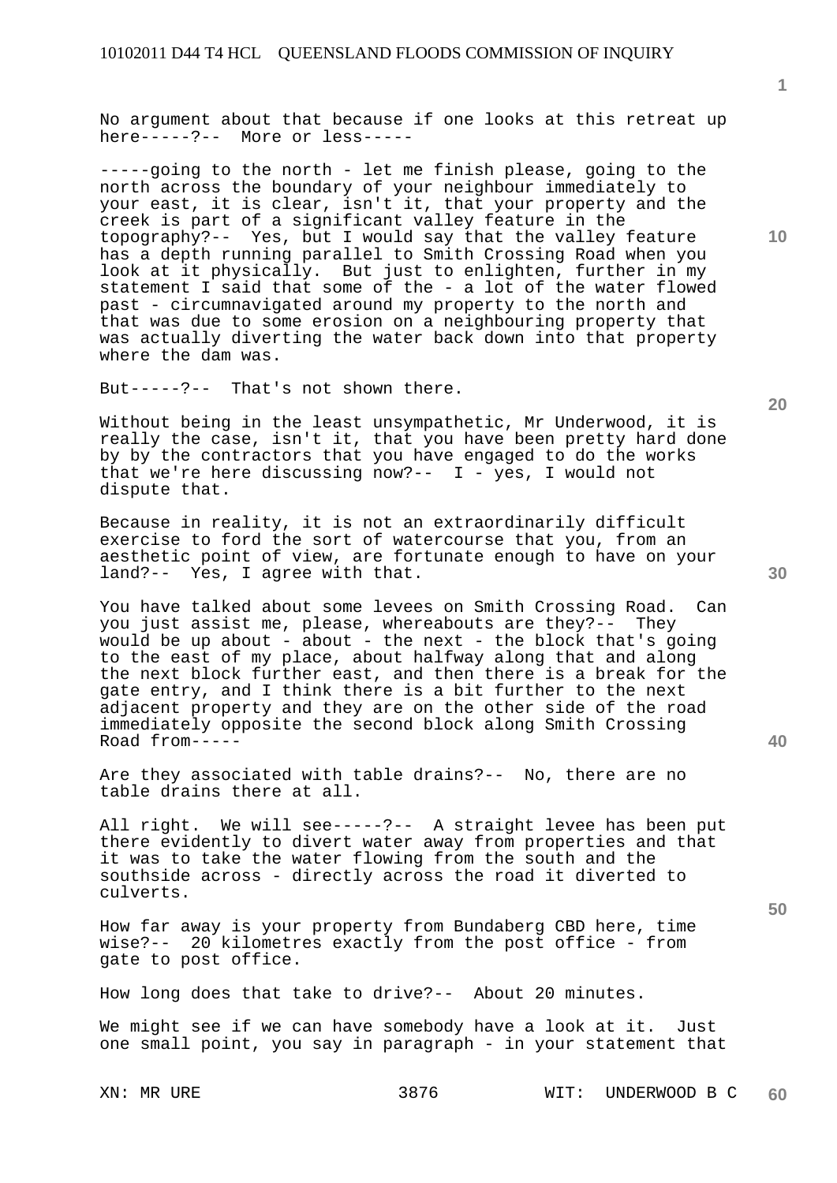No argument about that because if one looks at this retreat up here-----?-- More or less-----

-----going to the north - let me finish please, going to the north across the boundary of your neighbour immediately to your east, it is clear, isn't it, that your property and the creek is part of a significant valley feature in the topography?-- Yes, but I would say that the valley feature has a depth running parallel to Smith Crossing Road when you look at it physically. But just to enlighten, further in my statement I said that some of the - a lot of the water flowed past - circumnavigated around my property to the north and that was due to some erosion on a neighbouring property that was actually diverting the water back down into that property where the dam was.

But-----?-- That's not shown there.

Without being in the least unsympathetic, Mr Underwood, it is really the case, isn't it, that you have been pretty hard done by by the contractors that you have engaged to do the works that we're here discussing now?-- I - yes, I would not dispute that.

Because in reality, it is not an extraordinarily difficult exercise to ford the sort of watercourse that you, from an aesthetic point of view, are fortunate enough to have on your land?-- Yes, I agree with that.

You have talked about some levees on Smith Crossing Road. Can you just assist me, please, whereabouts are they?-- They would be up about - about - the next - the block that's going to the east of my place, about halfway along that and along the next block further east, and then there is a break for the gate entry, and I think there is a bit further to the next adjacent property and they are on the other side of the road immediately opposite the second block along Smith Crossing Road from-----

Are they associated with table drains?-- No, there are no table drains there at all.

All right. We will see-----?-- A straight levee has been put there evidently to divert water away from properties and that it was to take the water flowing from the south and the southside across - directly across the road it diverted to culverts.

How far away is your property from Bundaberg CBD here, time wise?-- 20 kilometres exactly from the post office - from gate to post office.

How long does that take to drive?-- About 20 minutes.

We might see if we can have somebody have a look at it. Just one small point, you say in paragraph - in your statement that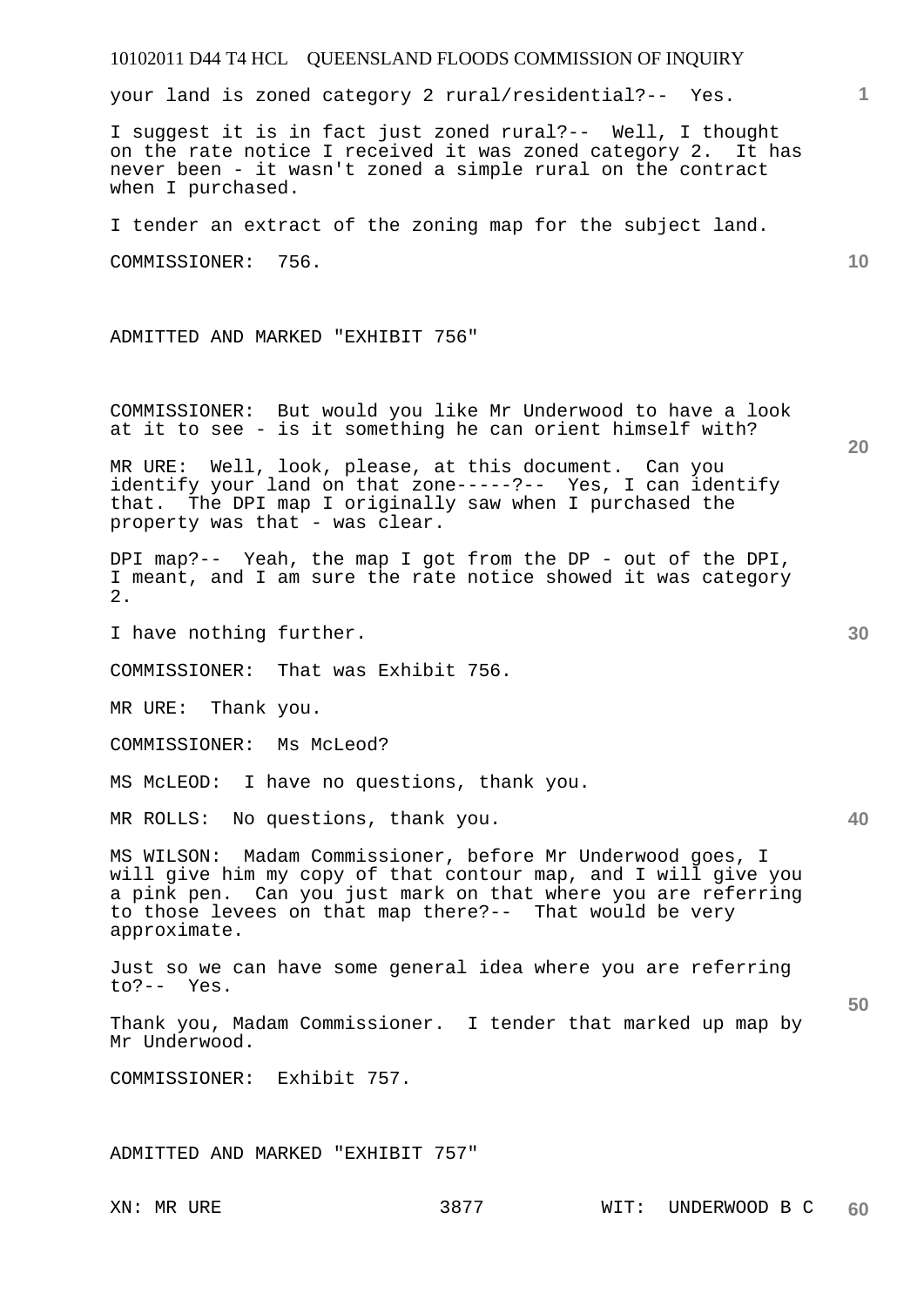your land is zoned category 2 rural/residential?-- Yes.

I suggest it is in fact just zoned rural?-- Well, I thought on the rate notice I received it was zoned category 2. It has never been - it wasn't zoned a simple rural on the contract when I purchased.

I tender an extract of the zoning map for the subject land.

COMMISSIONER: 756.

ADMITTED AND MARKED "EXHIBIT 756"

COMMISSIONER: But would you like Mr Underwood to have a look at it to see - is it something he can orient himself with?

MR URE: Well, look, please, at this document. Can you identify your land on that zone-----?-- Yes, I can identify that. The DPI map I originally saw when I purchased the property was that - was clear.

DPI map?-- Yeah, the map I got from the DP - out of the DPI, I meant, and I am sure the rate notice showed it was category 2.

I have nothing further.

COMMISSIONER: That was Exhibit 756.

MR URE: Thank you.

COMMISSIONER: Ms McLeod?

MS McLEOD: I have no questions, thank you.

MR ROLLS: No questions, thank you.

MS WILSON: Madam Commissioner, before Mr Underwood goes, I will give him my copy of that contour map, and I will give you a pink pen. Can you just mark on that where you are referring to those levees on that map there?-- That would be very approximate.

Just so we can have some general idea where you are referring to?-- Yes.

Thank you, Madam Commissioner. I tender that marked up map by Mr Underwood.

COMMISSIONER: Exhibit 757.

ADMITTED AND MARKED "EXHIBIT 757"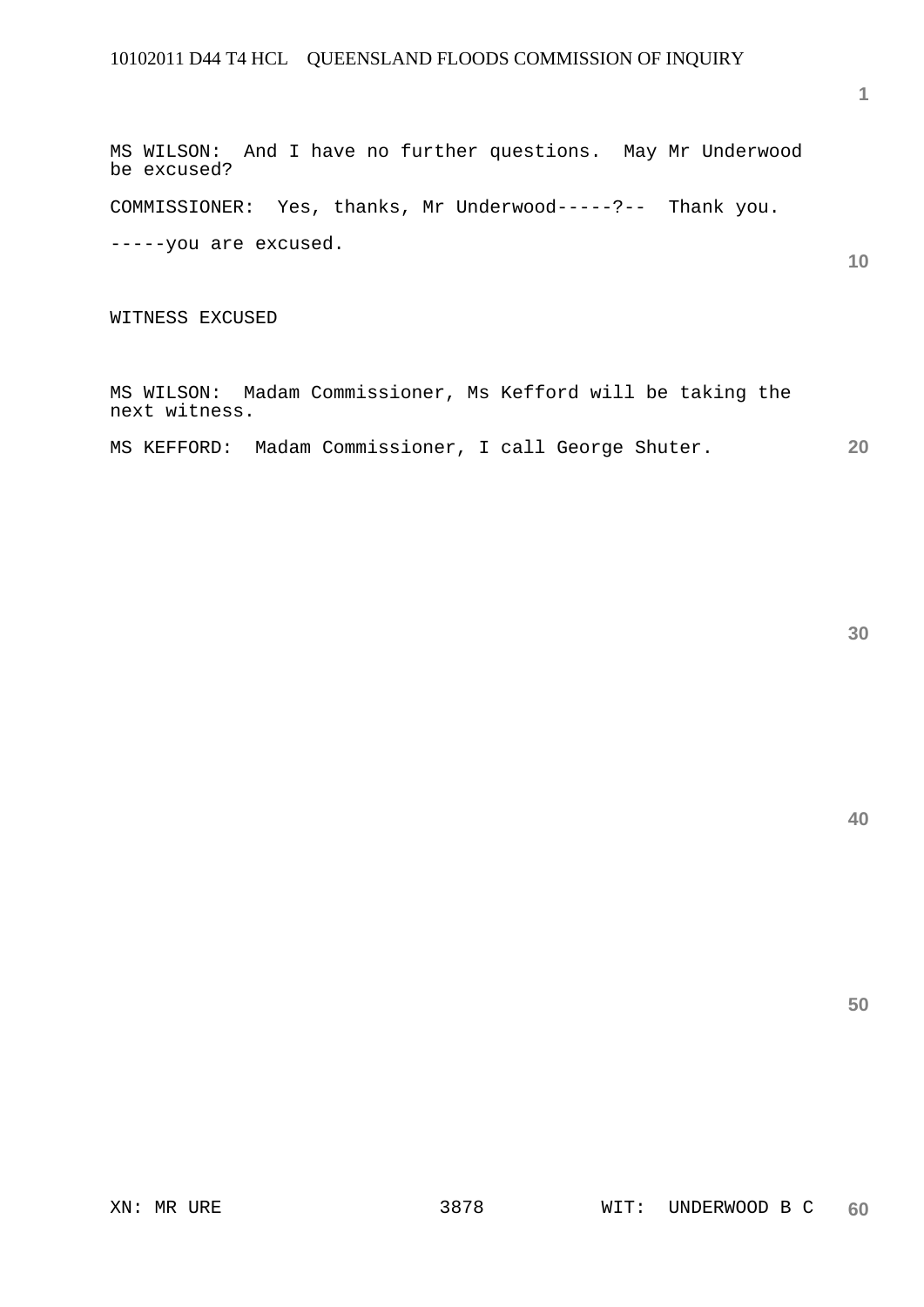MS WILSON:  And I have no further questions.  May Mr Underwood be excused?

COMMISSIONER:  Yes, thanks, Mr Underwood-----?--  Thank you.

-----you are excused.

WITNESS EXCUSED

MS WILSON:  Madam Commissioner, Ms Kefford will be taking the next witness.

MS KEFFORD:  Madam Commissioner, I call George Shuter.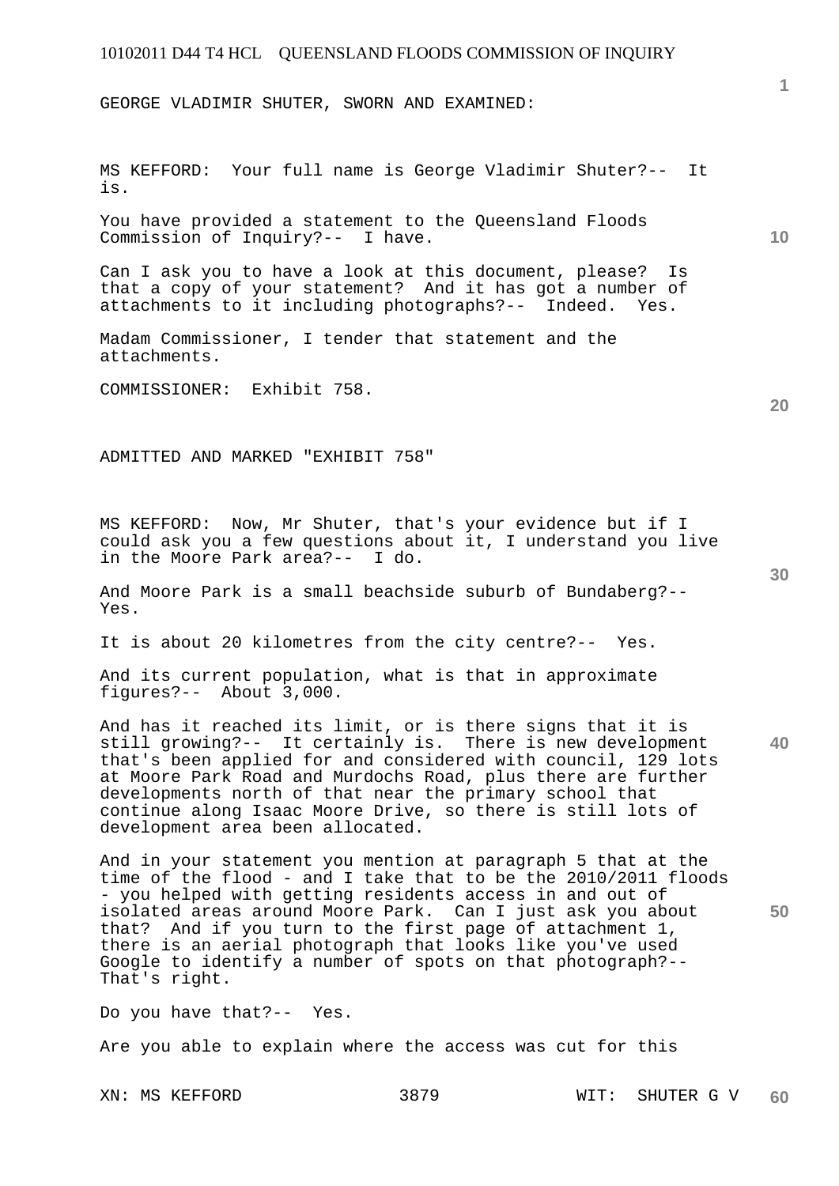GEORGE VLADIMIR SHUTER, SWORN AND EXAMINED:

MS KEFFORD: Your full name is George Vladimir Shuter?-- It is.

You have provided a statement to the Queensland Floods Commission of Inquiry?-- I have.

Can I ask you to have a look at this document, please? Is that a copy of your statement? And it has got a number of attachments to it including photographs?-- Indeed. Yes.

Madam Commissioner, I tender that statement and the attachments.

COMMISSIONER: Exhibit 758.

ADMITTED AND MARKED "EXHIBIT 758"

MS KEFFORD: Now, Mr Shuter, that's your evidence but if I could ask you a few questions about it, I understand you live in the Moore Park area?-- I do.

And Moore Park is a small beachside suburb of Bundaberg?-- Yes.

It is about 20 kilometres from the city centre?-- Yes.

And its current population, what is that in approximate figures?-- About 3,000.

And has it reached its limit, or is there signs that it is still growing?-- It certainly is. There is new development that's been applied for and considered with council, 129 lots at Moore Park Road and Murdochs Road, plus there are further developments north of that near the primary school that continue along Isaac Moore Drive, so there is still lots of development area been allocated.

And in your statement you mention at paragraph 5 that at the time of the flood - and I take that to be the 2010/2011 floods - you helped with getting residents access in and out of isolated areas around Moore Park. Can I just ask you about that? And if you turn to the first page of attachment 1, there is an aerial photograph that looks like you've used Google to identify a number of spots on that photograph?-- That's right.

Do you have that?-- Yes.

Are you able to explain where the access was cut for this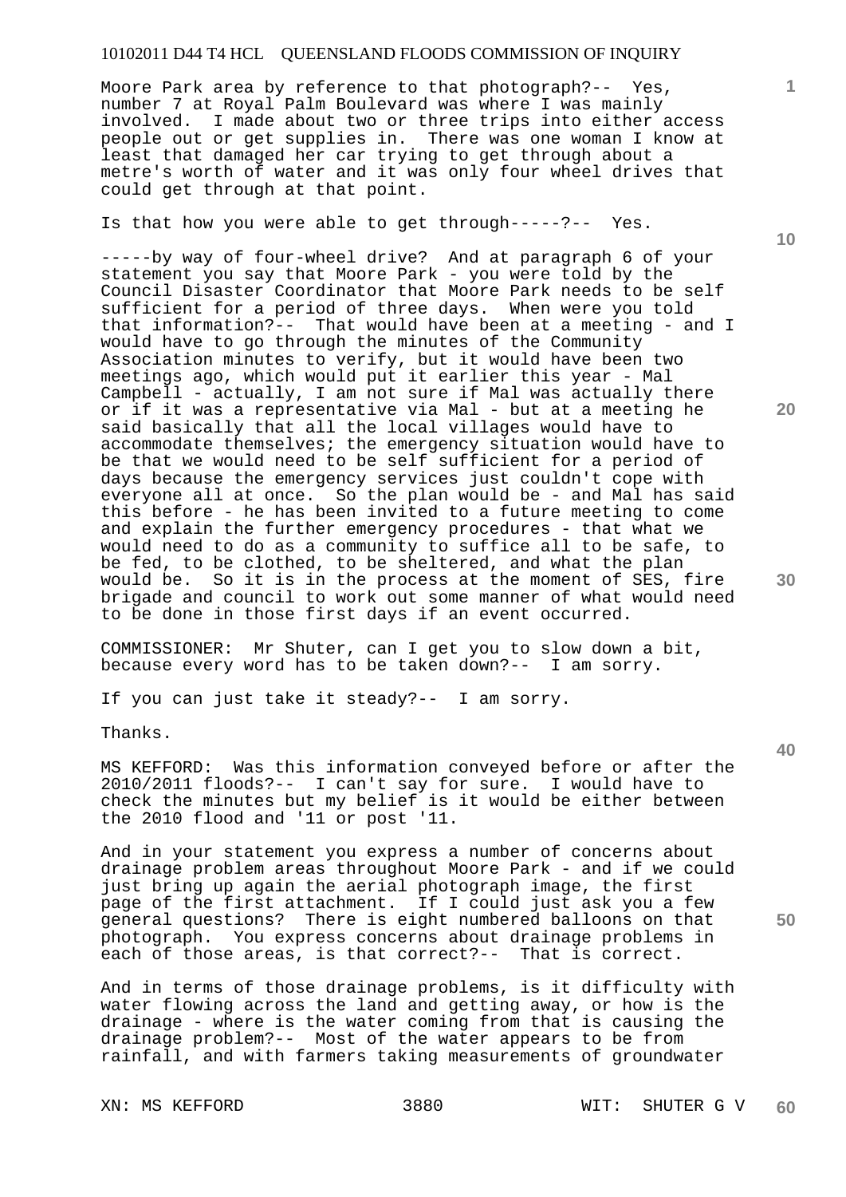Moore Park area by reference to that photograph?-- Yes, number 7 at Royal Palm Boulevard was where I was mainly involved. I made about two or three trips into either access people out or get supplies in. There was one woman I know at least that damaged her car trying to get through about a metre's worth of water and it was only four wheel drives that could get through at that point.

Is that how you were able to get through-----?-- Yes.

-----by way of four-wheel drive? And at paragraph 6 of your statement you say that Moore Park - you were told by the Council Disaster Coordinator that Moore Park needs to be self sufficient for a period of three days. When were you told that information?-- That would have been at a meeting - and I would have to go through the minutes of the Community Association minutes to verify, but it would have been two meetings ago, which would put it earlier this year - Mal Campbell - actually, I am not sure if Mal was actually there or if it was a representative via Mal - but at a meeting he said basically that all the local villages would have to accommodate themselves; the emergency situation would have to be that we would need to be self sufficient for a period of days because the emergency services just couldn't cope with everyone all at once. So the plan would be - and Mal has said this before - he has been invited to a future meeting to come and explain the further emergency procedures - that what we would need to do as a community to suffice all to be safe, to be fed, to be clothed, to be sheltered, and what the plan would be. So it is in the process at the moment of SES, fire brigade and council to work out some manner of what would need to be done in those first days if an event occurred.

COMMISSIONER: Mr Shuter, can I get you to slow down a bit, because every word has to be taken down?-- I am sorry.

If you can just take it steady?-- I am sorry.

Thanks.

MS KEFFORD: Was this information conveyed before or after the 2010/2011 floods?-- I can't say for sure. I would have to check the minutes but my belief is it would be either between the 2010 flood and '11 or post '11.

And in your statement you express a number of concerns about drainage problem areas throughout Moore Park - and if we could just bring up again the aerial photograph image, the first page of the first attachment. If I could just ask you a few general questions? There is eight numbered balloons on that photograph. You express concerns about drainage problems in each of those areas, is that correct?-- That is correct.

And in terms of those drainage problems, is it difficulty with water flowing across the land and getting away, or how is the drainage - where is the water coming from that is causing the drainage problem?-- Most of the water appears to be from rainfall, and with farmers taking measurements of groundwater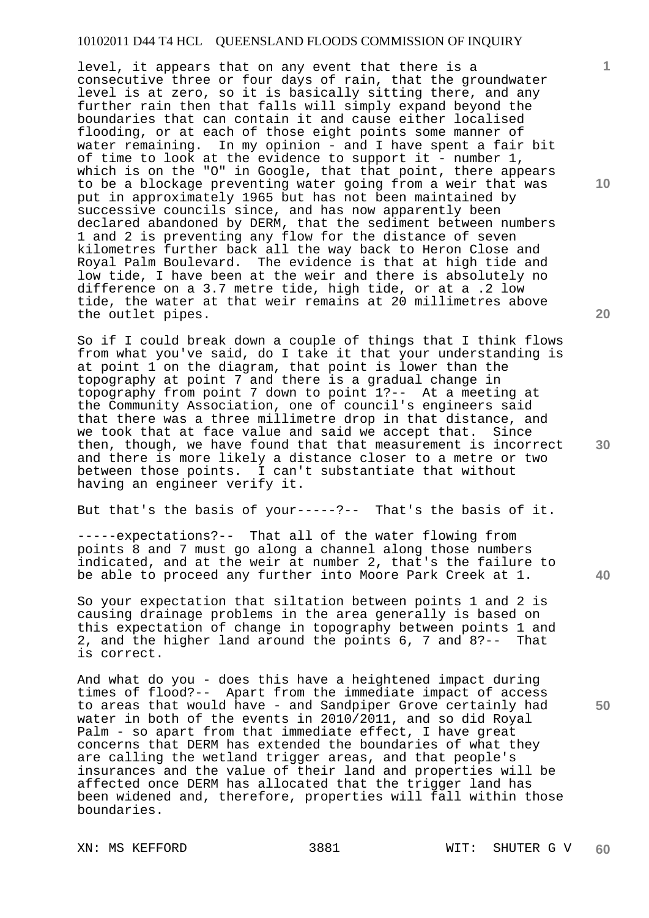level, it appears that on any event that there is a consecutive three or four days of rain, that the groundwater level is at zero, so it is basically sitting there, and any further rain then that falls will simply expand beyond the boundaries that can contain it and cause either localised flooding, or at each of those eight points some manner of water remaining. In my opinion - and I have spent a fair bit of time to look at the evidence to support it - number 1, which is on the "O" in Google, that that point, there appears to be a blockage preventing water going from a weir that was put in approximately 1965 but has not been maintained by successive councils since, and has now apparently been declared abandoned by DERM, that the sediment between numbers 1 and 2 is preventing any flow for the distance of seven kilometres further back all the way back to Heron Close and Royal Palm Boulevard. The evidence is that at high tide and low tide, I have been at the weir and there is absolutely no difference on a 3.7 metre tide, high tide, or at a .2 low tide, the water at that weir remains at 20 millimetres above the outlet pipes.

So if I could break down a couple of things that I think flows from what you've said, do I take it that your understanding is at point 1 on the diagram, that point is lower than the topography at point 7 and there is a gradual change in topography from point 7 down to point 1?-- At a meeting at the Community Association, one of council's engineers said that there was a three millimetre drop in that distance, and we took that at face value and said we accept that. Since then, though, we have found that that measurement is incorrect and there is more likely a distance closer to a metre or two between those points. I can't substantiate that without having an engineer verify it.

But that's the basis of your-----?-- That's the basis of it.

-----expectations?-- That all of the water flowing from points 8 and 7 must go along a channel along those numbers indicated, and at the weir at number 2, that's the failure to be able to proceed any further into Moore Park Creek at 1.

So your expectation that siltation between points 1 and 2 is causing drainage problems in the area generally is based on this expectation of change in topography between points 1 and 2, and the higher land around the points 6, 7 and 8?-- That is correct.

And what do you - does this have a heightened impact during times of flood?-- Apart from the immediate impact of access to areas that would have - and Sandpiper Grove certainly had water in both of the events in 2010/2011, and so did Royal Palm - so apart from that immediate effect, I have great concerns that DERM has extended the boundaries of what they are calling the wetland trigger areas, and that people's insurances and the value of their land and properties will be affected once DERM has allocated that the trigger land has been widened and, therefore, properties will fall within those boundaries.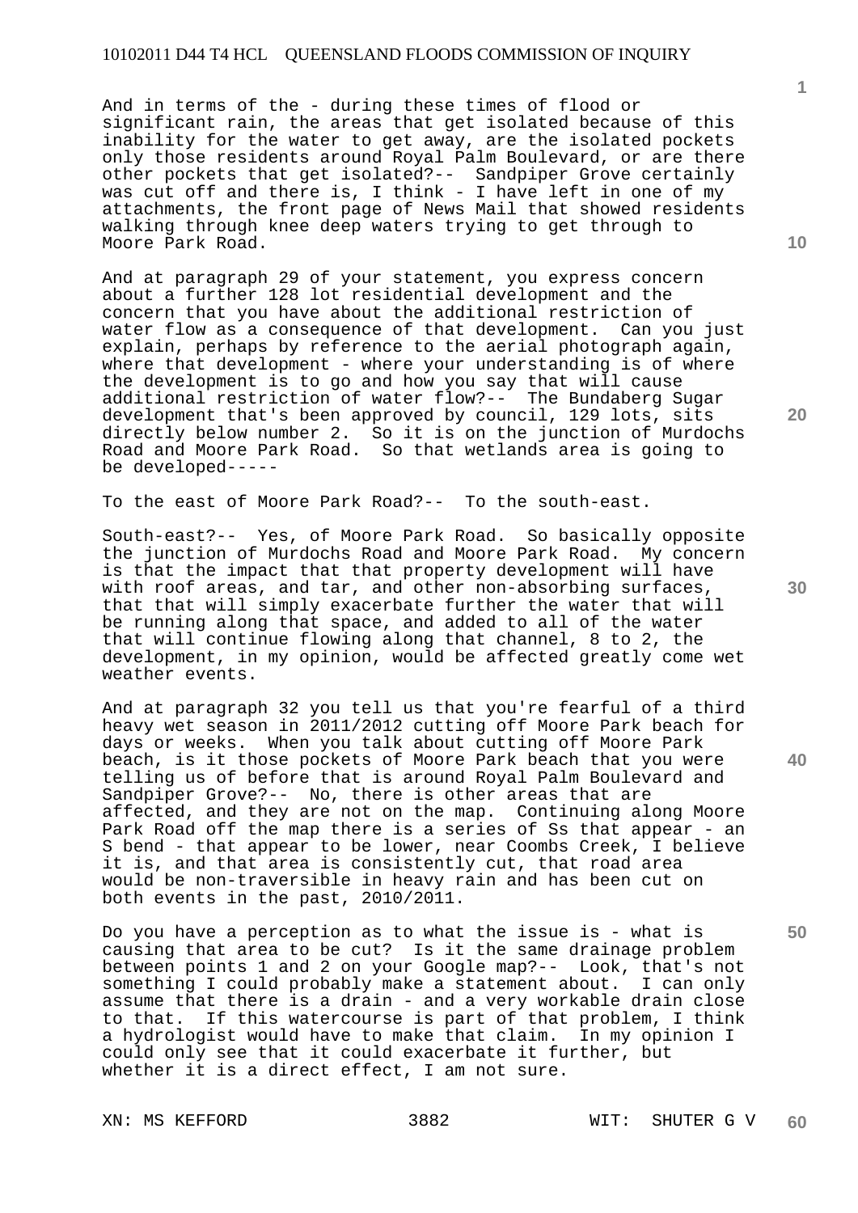And in terms of the - during these times of flood or significant rain, the areas that get isolated because of this inability for the water to get away, are the isolated pockets only those residents around Royal Palm Boulevard, or are there other pockets that get isolated?-- Sandpiper Grove certainly was cut off and there is, I think - I have left in one of my attachments, the front page of News Mail that showed residents walking through knee deep waters trying to get through to Moore Park Road.

And at paragraph 29 of your statement, you express concern about a further 128 lot residential development and the concern that you have about the additional restriction of water flow as a consequence of that development. Can you just explain, perhaps by reference to the aerial photograph again, where that development - where your understanding is of where the development is to go and how you say that will cause additional restriction of water flow?-- The Bundaberg Sugar development that's been approved by council, 129 lots, sits directly below number 2. So it is on the junction of Murdochs Road and Moore Park Road. So that wetlands area is going to be developed-----

To the east of Moore Park Road?-- To the south-east.

South-east?-- Yes, of Moore Park Road. So basically opposite the junction of Murdochs Road and Moore Park Road. My concern is that the impact that that property development will have with roof areas, and tar, and other non-absorbing surfaces, that that will simply exacerbate further the water that will be running along that space, and added to all of the water that will continue flowing along that channel, 8 to 2, the development, in my opinion, would be affected greatly come wet weather events.

And at paragraph 32 you tell us that you're fearful of a third heavy wet season in 2011/2012 cutting off Moore Park beach for days or weeks. When you talk about cutting off Moore Park beach, is it those pockets of Moore Park beach that you were telling us of before that is around Royal Palm Boulevard and Sandpiper Grove?-- No, there is other areas that are affected, and they are not on the map. Continuing along Moore Park Road off the map there is a series of Ss that appear - an S bend - that appear to be lower, near Coombs Creek, I believe it is, and that area is consistently cut, that road area would be non-traversible in heavy rain and has been cut on both events in the past, 2010/2011.

Do you have a perception as to what the issue is - what is causing that area to be cut? Is it the same drainage problem between points 1 and 2 on your Google map?-- Look, that's not something I could probably make a statement about. I can only assume that there is a drain - and a very workable drain close to that. If this watercourse is part of that problem, I think a hydrologist would have to make that claim. In my opinion I could only see that it could exacerbate it further, but whether it is a direct effect, I am not sure.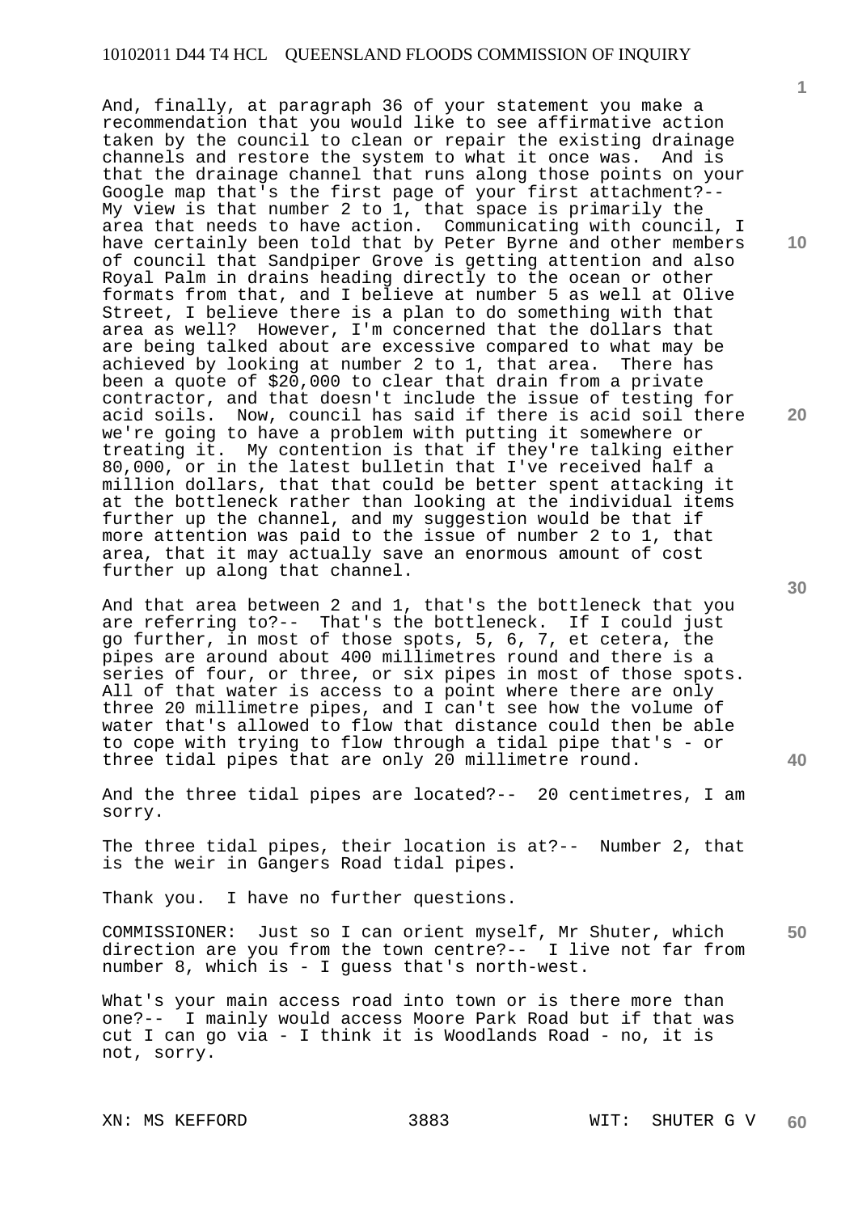And, finally, at paragraph 36 of your statement you make a recommendation that you would like to see affirmative action taken by the council to clean or repair the existing drainage channels and restore the system to what it once was. And is that the drainage channel that runs along those points on your Google map that's the first page of your first attachment?-- My view is that number 2 to 1, that space is primarily the area that needs to have action. Communicating with council, I have certainly been told that by Peter Byrne and other members of council that Sandpiper Grove is getting attention and also Royal Palm in drains heading directly to the ocean or other formats from that, and I believe at number 5 as well at Olive Street, I believe there is a plan to do something with that area as well? However, I'm concerned that the dollars that are being talked about are excessive compared to what may be achieved by looking at number 2 to 1, that area. There has been a quote of $20,000 to clear that drain from a private contractor, and that doesn't include the issue of testing for acid soils. Now, council has said if there is acid soil there we're going to have a problem with putting it somewhere or treating it. My contention is that if they're talking either 80,000, or in the latest bulletin that I've received half a million dollars, that that could be better spent attacking it at the bottleneck rather than looking at the individual items further up the channel, and my suggestion would be that if more attention was paid to the issue of number 2 to 1, that area, that it may actually save an enormous amount of cost further up along that channel.

And that area between 2 and 1, that's the bottleneck that you are referring to?-- That's the bottleneck. If I could just go further, in most of those spots, 5, 6, 7, et cetera, the pipes are around about 400 millimetres round and there is a series of four, or three, or six pipes in most of those spots. All of that water is access to a point where there are only three 20 millimetre pipes, and I can't see how the volume of water that's allowed to flow that distance could then be able to cope with trying to flow through a tidal pipe that's - or three tidal pipes that are only 20 millimetre round.

And the three tidal pipes are located?-- 20 centimetres, I am sorry.

The three tidal pipes, their location is at?-- Number 2, that is the weir in Gangers Road tidal pipes.

Thank you. I have no further questions.

COMMISSIONER: Just so I can orient myself, Mr Shuter, which direction are you from the town centre?-- I live not far from number 8, which is - I guess that's north-west.

What's your main access road into town or is there more than one?-- I mainly would access Moore Park Road but if that was cut I can go via - I think it is Woodlands Road - no, it is not, sorry.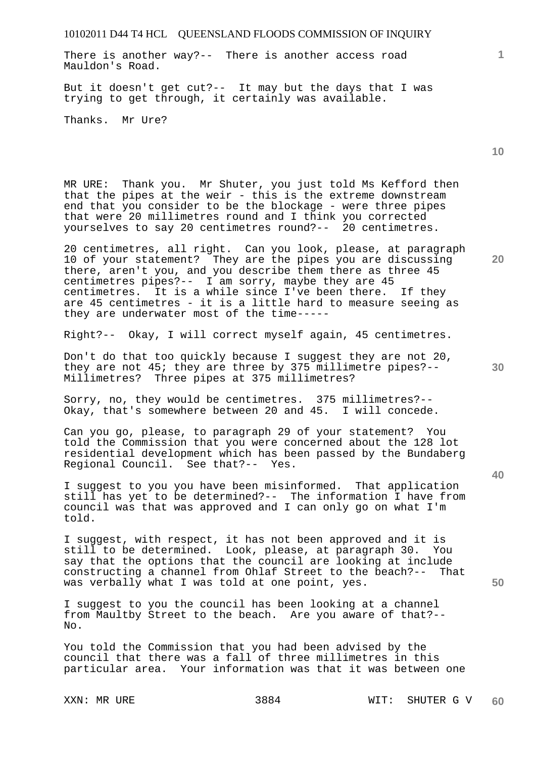There is another way?-- There is another access road Mauldon's Road.

But it doesn't get cut?-- It may but the days that I was trying to get through, it certainly was available.

Thanks. Mr Ure?

MR URE: Thank you. Mr Shuter, you just told Ms Kefford then that the pipes at the weir - this is the extreme downstream end that you consider to be the blockage - were three pipes that were 20 millimetres round and I think you corrected yourselves to say 20 centimetres round?-- 20 centimetres.

20 centimetres, all right. Can you look, please, at paragraph 10 of your statement? They are the pipes you are discussing there, aren't you, and you describe them there as three 45 centimetres pipes?-- I am sorry, maybe they are 45 centimetres. It is a while since I've been there. If they are 45 centimetres - it is a little hard to measure seeing as they are underwater most of the time-----

Right?-- Okay, I will correct myself again, 45 centimetres.

Don't do that too quickly because I suggest they are not 20, they are not 45; they are three by 375 millimetre pipes?-- Millimetres? Three pipes at 375 millimetres?

Sorry, no, they would be centimetres. 375 millimetres?-- Okay, that's somewhere between 20 and 45. I will concede.

Can you go, please, to paragraph 29 of your statement? You told the Commission that you were concerned about the 128 lot residential development which has been passed by the Bundaberg Regional Council. See that?-- Yes.

I suggest to you you have been misinformed. That application still has yet to be determined?-- The information I have from council was that was approved and I can only go on what I'm told.

I suggest, with respect, it has not been approved and it is still to be determined. Look, please, at paragraph 30. You say that the options that the council are looking at include constructing a channel from Ohlaf Street to the beach?-- That was verbally what I was told at one point, yes.

I suggest to you the council has been looking at a channel from Maultby Street to the beach. Are you aware of that?-- No.

You told the Commission that you had been advised by the council that there was a fall of three millimetres in this particular area. Your information was that it was between one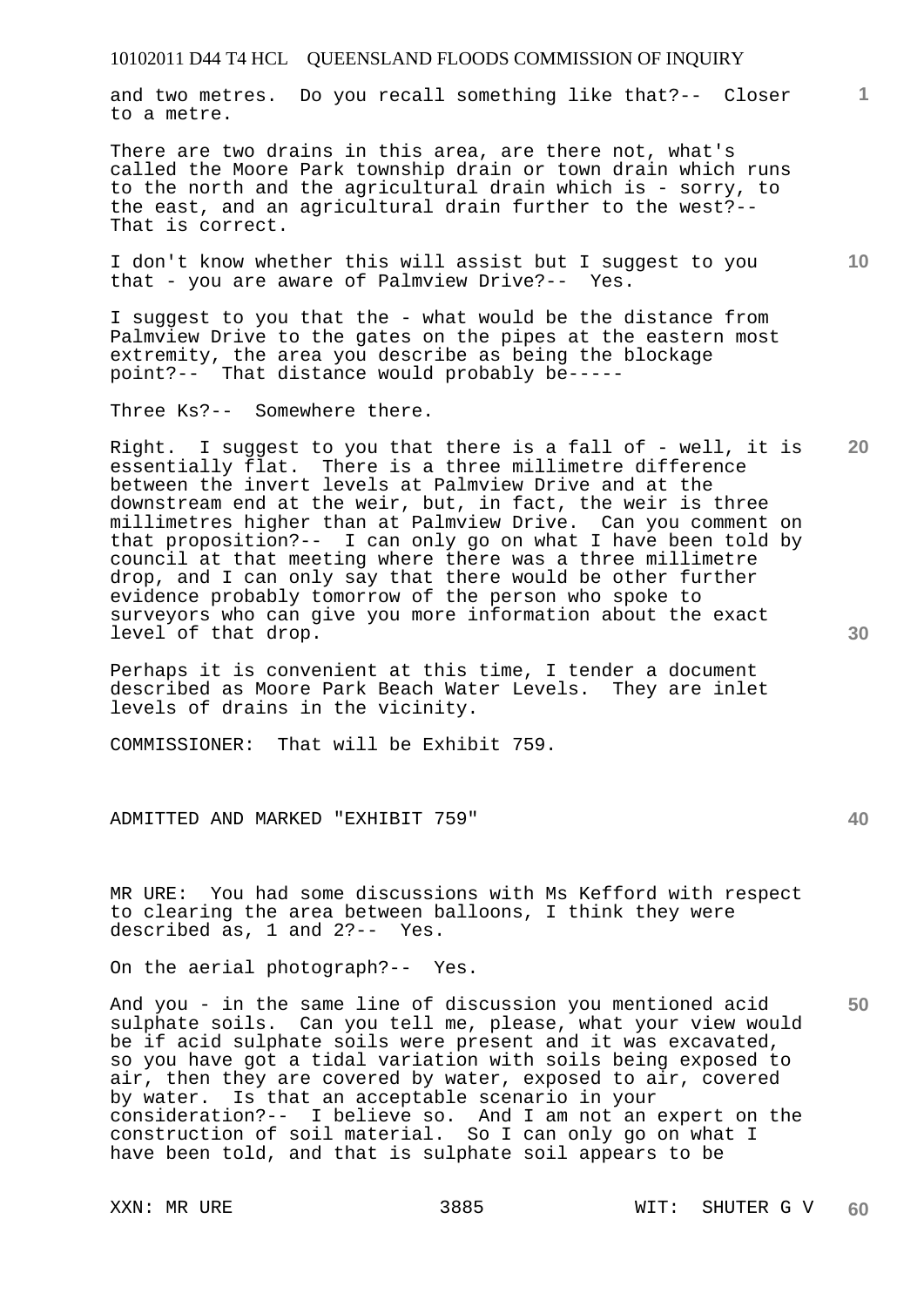and two metres. Do you recall something like that?-- Closer to a metre.

There are two drains in this area, are there not, what's called the Moore Park township drain or town drain which runs to the north and the agricultural drain which is - sorry, to the east, and an agricultural drain further to the west?-- That is correct.

I don't know whether this will assist but I suggest to you that - you are aware of Palmview Drive?-- Yes.

I suggest to you that the - what would be the distance from Palmview Drive to the gates on the pipes at the eastern most extremity, the area you describe as being the blockage point?-- That distance would probably be-----

Three Ks?-- Somewhere there.

Right. I suggest to you that there is a fall of - well, it is essentially flat. There is a three millimetre difference between the invert levels at Palmview Drive and at the downstream end at the weir, but, in fact, the weir is three millimetres higher than at Palmview Drive. Can you comment on that proposition?-- I can only go on what I have been told by council at that meeting where there was a three millimetre drop, and I can only say that there would be other further evidence probably tomorrow of the person who spoke to surveyors who can give you more information about the exact level of that drop.

Perhaps it is convenient at this time, I tender a document described as Moore Park Beach Water Levels. They are inlet levels of drains in the vicinity.

COMMISSIONER: That will be Exhibit 759.

ADMITTED AND MARKED "EXHIBIT 759"

MR URE: You had some discussions with Ms Kefford with respect to clearing the area between balloons, I think they were described as, 1 and 2?-- Yes.

On the aerial photograph?-- Yes.

And you - in the same line of discussion you mentioned acid sulphate soils. Can you tell me, please, what your view would be if acid sulphate soils were present and it was excavated, so you have got a tidal variation with soils being exposed to air, then they are covered by water, exposed to air, covered by water. Is that an acceptable scenario in your consideration?-- I believe so. And I am not an expert on the construction of soil material. So I can only go on what I have been told, and that is sulphate soil appears to be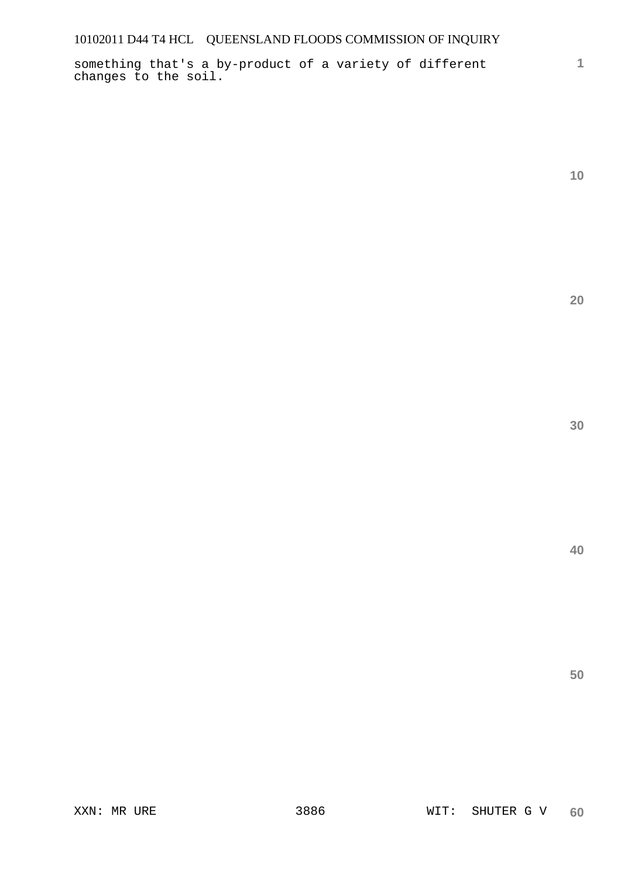something that's a by-product of a variety of different changes to the soil.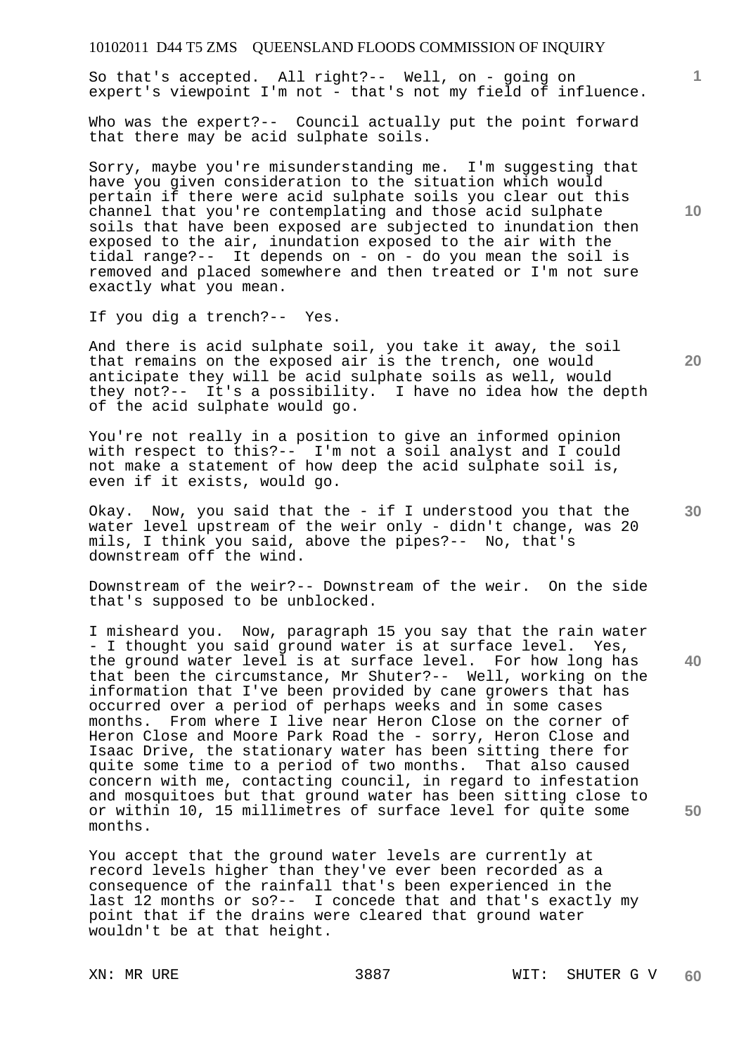So that's accepted. All right?-- Well, on - going on expert's viewpoint I'm not - that's not my field of influence.

Who was the expert?-- Council actually put the point forward that there may be acid sulphate soils.

Sorry, maybe you're misunderstanding me. I'm suggesting that have you given consideration to the situation which would pertain if there were acid sulphate soils you clear out this channel that you're contemplating and those acid sulphate soils that have been exposed are subjected to inundation then exposed to the air, inundation exposed to the air with the tidal range?-- It depends on - on - do you mean the soil is removed and placed somewhere and then treated or I'm not sure exactly what you mean.

If you dig a trench?-- Yes.

And there is acid sulphate soil, you take it away, the soil that remains on the exposed air is the trench, one would anticipate they will be acid sulphate soils as well, would they not?-- It's a possibility. I have no idea how the depth of the acid sulphate would go.

You're not really in a position to give an informed opinion with respect to this?-- I'm not a soil analyst and I could not make a statement of how deep the acid sulphate soil is, even if it exists, would go.

Okay. Now, you said that the - if I understood you that the water level upstream of the weir only - didn't change, was 20 mils, I think you said, above the pipes?-- No, that's downstream off the wind.

Downstream of the weir?-- Downstream of the weir. On the side that's supposed to be unblocked.

I misheard you. Now, paragraph 15 you say that the rain water - I thought you said ground water is at surface level. Yes, the ground water level is at surface level. For how long has that been the circumstance, Mr Shuter?-- Well, working on the information that I've been provided by cane growers that has occurred over a period of perhaps weeks and in some cases months. From where I live near Heron Close on the corner of Heron Close and Moore Park Road the - sorry, Heron Close and Isaac Drive, the stationary water has been sitting there for quite some time to a period of two months. That also caused concern with me, contacting council, in regard to infestation and mosquitoes but that ground water has been sitting close to or within 10, 15 millimetres of surface level for quite some months.

You accept that the ground water levels are currently at record levels higher than they've ever been recorded as a consequence of the rainfall that's been experienced in the last 12 months or so?-- I concede that and that's exactly my point that if the drains were cleared that ground water wouldn't be at that height.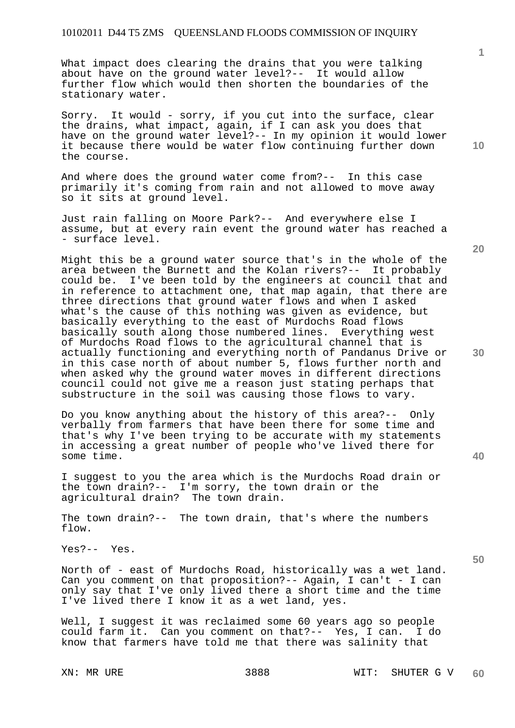What impact does clearing the drains that you were talking about have on the ground water level?-- It would allow further flow which would then shorten the boundaries of the stationary water.

Sorry. It would - sorry, if you cut into the surface, clear the drains, what impact, again, if I can ask you does that have on the ground water level?-- In my opinion it would lower it because there would be water flow continuing further down the course.

And where does the ground water come from?-- In this case primarily it's coming from rain and not allowed to move away so it sits at ground level.

Just rain falling on Moore Park?-- And everywhere else I assume, but at every rain event the ground water has reached a - surface level.

Might this be a ground water source that's in the whole of the area between the Burnett and the Kolan rivers?-- It probably could be. I've been told by the engineers at council that and in reference to attachment one, that map again, that there are three directions that ground water flows and when I asked what's the cause of this nothing was given as evidence, but basically everything to the east of Murdochs Road flows basically south along those numbered lines. Everything west of Murdochs Road flows to the agricultural channel that is actually functioning and everything north of Pandanus Drive or in this case north of about number 5, flows further north and when asked why the ground water moves in different directions council could not give me a reason just stating perhaps that substructure in the soil was causing those flows to vary.

Do you know anything about the history of this area?-- Only verbally from farmers that have been there for some time and that's why I've been trying to be accurate with my statements in accessing a great number of people who've lived there for some time.

I suggest to you the area which is the Murdochs Road drain or the town drain?-- I'm sorry, the town drain or the agricultural drain? The town drain.

The town drain?-- The town drain, that's where the numbers flow.

Yes?-- Yes.

North of - east of Murdochs Road, historically was a wet land. Can you comment on that proposition?-- Again, I can't - I can only say that I've only lived there a short time and the time I've lived there I know it as a wet land, yes.

Well, I suggest it was reclaimed some 60 years ago so people could farm it. Can you comment on that?-- Yes, I can. I do know that farmers have told me that there was salinity that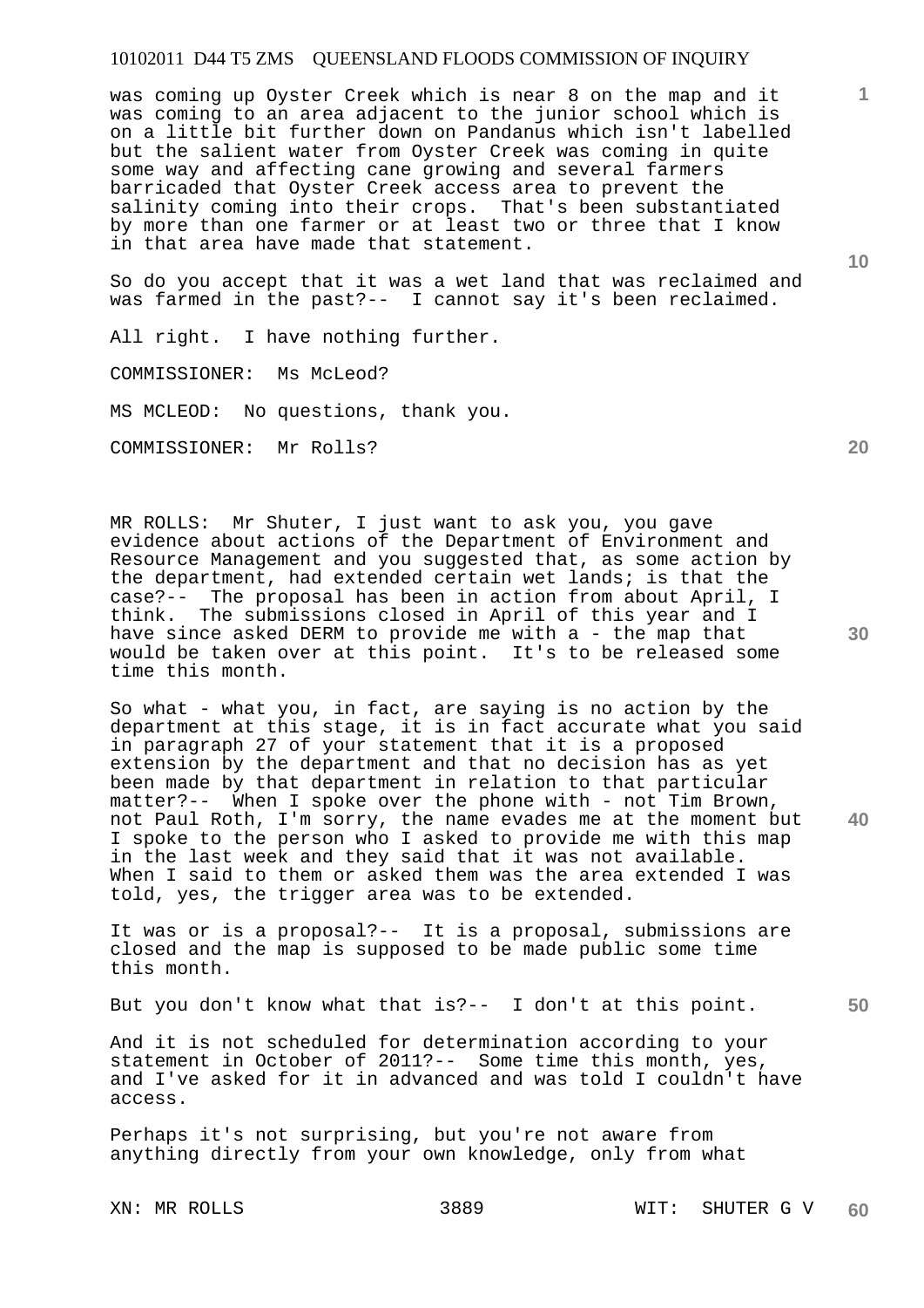was coming up Oyster Creek which is near 8 on the map and it was coming to an area adjacent to the junior school which is on a little bit further down on Pandanus which isn't labelled but the salient water from Oyster Creek was coming in quite some way and affecting cane growing and several farmers barricaded that Oyster Creek access area to prevent the salinity coming into their crops. That's been substantiated by more than one farmer or at least two or three that I know in that area have made that statement.

So do you accept that it was a wet land that was reclaimed and was farmed in the past?-- I cannot say it's been reclaimed.

All right. I have nothing further.

COMMISSIONER: Ms McLeod?

MS MCLEOD: No questions, thank you.

COMMISSIONER: Mr Rolls?

MR ROLLS: Mr Shuter, I just want to ask you, you gave evidence about actions of the Department of Environment and Resource Management and you suggested that, as some action by the department, had extended certain wet lands; is that the case?-- The proposal has been in action from about April, I think. The submissions closed in April of this year and I have since asked DERM to provide me with a - the map that would be taken over at this point. It's to be released some time this month.

So what - what you, in fact, are saying is no action by the department at this stage, it is in fact accurate what you said in paragraph 27 of your statement that it is a proposed extension by the department and that no decision has as yet been made by that department in relation to that particular matter?-- When I spoke over the phone with - not Tim Brown, not Paul Roth, I'm sorry, the name evades me at the moment but I spoke to the person who I asked to provide me with this map in the last week and they said that it was not available. When I said to them or asked them was the area extended I was told, yes, the trigger area was to be extended.

It was or is a proposal?-- It is a proposal, submissions are closed and the map is supposed to be made public some time this month.

But you don't know what that is?-- I don't at this point.

And it is not scheduled for determination according to your statement in October of 2011?-- Some time this month, yes, and I've asked for it in advanced and was told I couldn't have access.

Perhaps it's not surprising, but you're not aware from anything directly from your own knowledge, only from what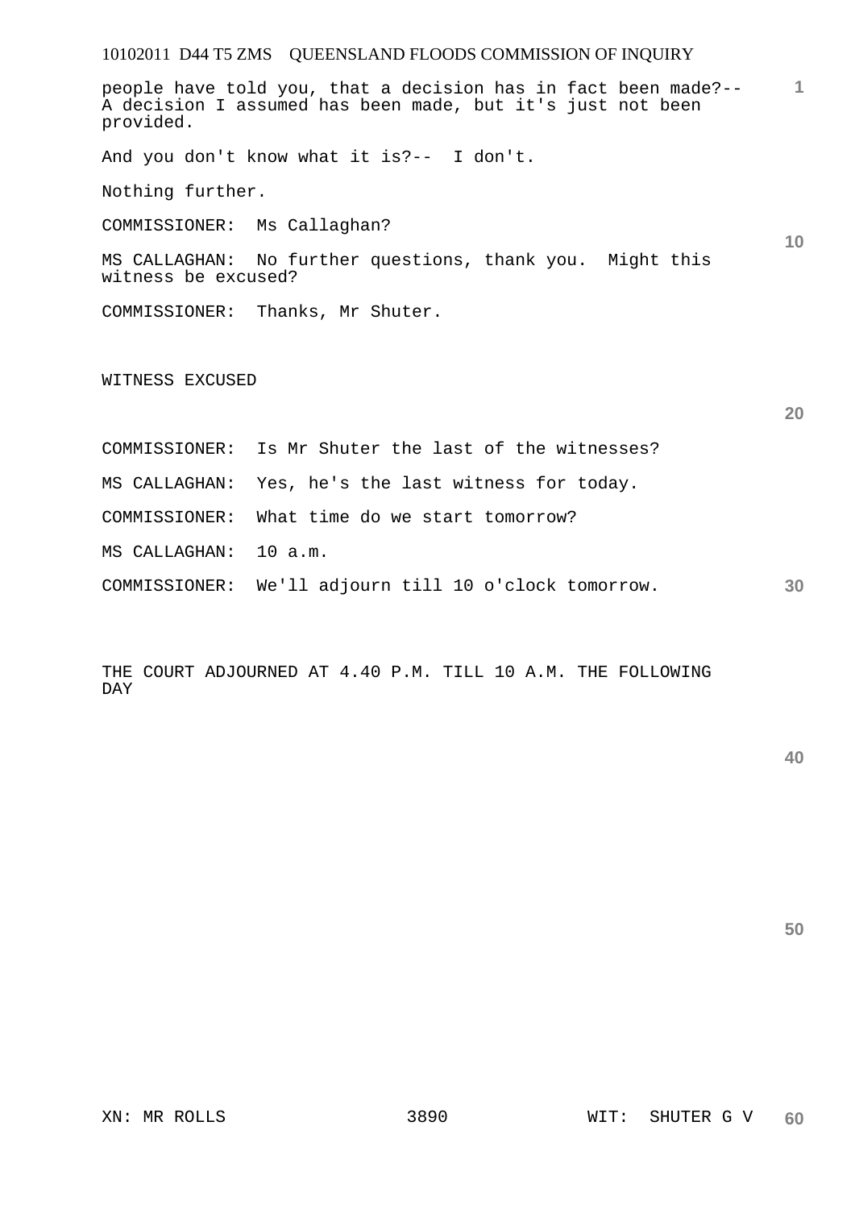people have told you, that a decision has in fact been made?-- A decision I assumed has been made, but it's just not been provided.

And you don't know what it is?-- I don't.

Nothing further.

COMMISSIONER: Ms Callaghan?

MS CALLAGHAN: No further questions, thank you. Might this witness be excused?

COMMISSIONER: Thanks, Mr Shuter.

WITNESS EXCUSED

COMMISSIONER: Is Mr Shuter the last of the witnesses?

MS CALLAGHAN: Yes, he's the last witness for today.

COMMISSIONER: What time do we start tomorrow?

MS CALLAGHAN: 10 a.m.

COMMISSIONER: We'll adjourn till 10 o'clock tomorrow.

THE COURT ADJOURNED AT 4.40 P.M. TILL 10 A.M. THE FOLLOWING DAY